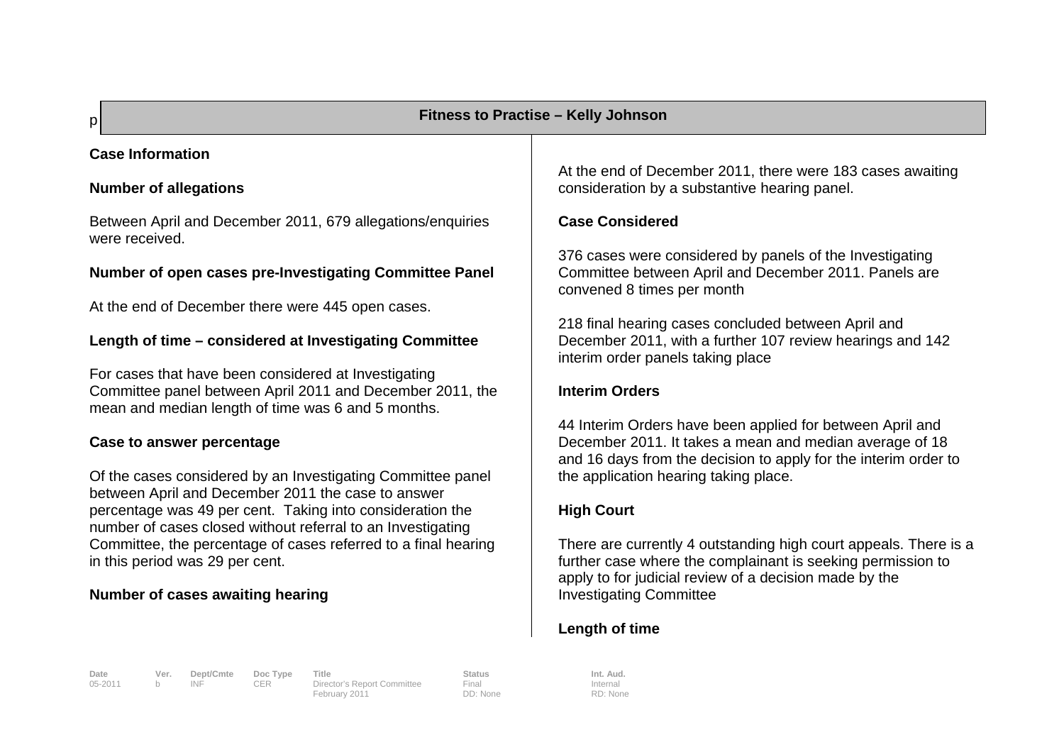## Fitness to Practise – Kelly Johnson

### Case Information

**Number of allegations**

Between April and December 2011, 679 allegations/enquiries were received.

**Number of open cases pre-Investigating Committee Panel**

At the end of December there were 445 open cases.

**Length of time – considered at Investigating Committee**

For cases that have been considered at Investigating Committee panel between April 2011 and December 2011, the mean and median length of time was 6 and 5 months.

**Case to answer percentage**

Of the cases considered by an Investigating Committee panel between April and December 2011 the case to answer percentage was 49 per cent. Taking into consideration the number of cases closed without referral to an Investigating Committee, the percentage of cases referred to a final hearing in this period was 29 per cent.

**Number of cases awaiting hearing**

At the end of December 2011, there were 183 cases awaiting consideration by a substantive hearing panel.

**Case Considered**

376 cases were considered by panels of the Investigating Committee between April and December 2011. Panels are convened 8 times per month

218 final hearing cases concluded between April and December 2011, with a further 107 review hearings and 142 interim order panels taking place

**Interim Orders**

44 Interim Orders have been applied for between April and December 2011. It takes a mean and median average of 18 and 16 days from the decision to apply for the interim order to the application hearing taking place.

**High Court**

There are currently 4 outstanding high court appeals. There is a further case where the complainant is seeking permission to apply to for judicial review of a decision made by the Investigating Committee

**Length of time**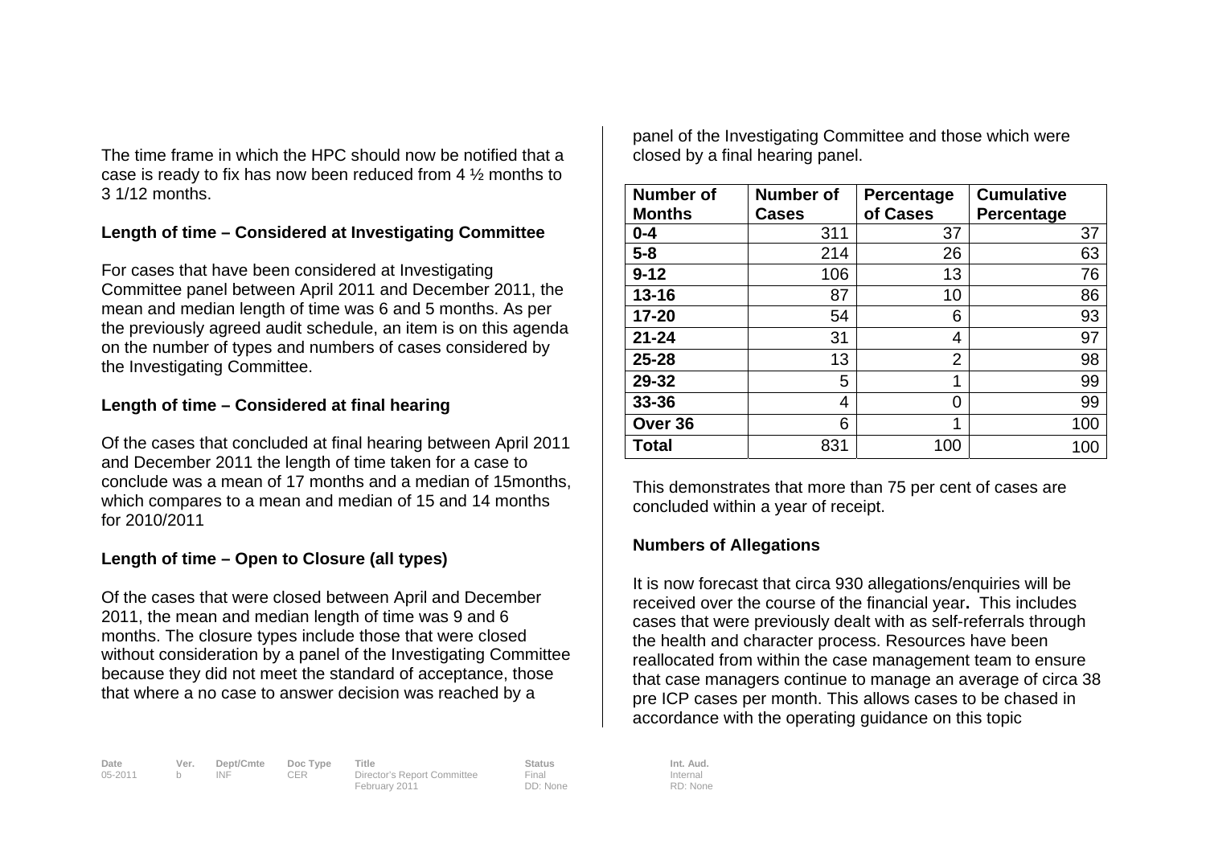The time frame in which the HPC should now be notified that a case is ready to fix has now been reduced from 4 ½ months to 3 1/12 months.

**Length of time – Considered at Investigating Committee**

For cases that have been considered at Investigating Committee panel between April 2011 and December 2011, the mean and median length of time was 6 and 5 months. As per the previously agreed audit schedule, an item is on this agenda on the number of types and numbers of cases considered by the Investigating Committee.

**Length of time – Considered at final hearing**

Of the cases that concluded at final hearing between April 2011 and December 2011 the length of time taken for a case to conclude was a mean of 17 months and a median of 15months, which compares to a mean and median of 15 and 14 months for 2010/2011

**Length of time – Open to Closure (all types)**

Of the cases that were closed between April and December 2011, the mean and median length of time was 9 and 6 months. The closure types include those that were closed without consideration by a panel of the Investigating Committee because they did not meet the standard of acceptance, those that where a no case to answer decision was reached by a panel of the Investigating Committee and those which were closed by a final hearing panel.

| Number of Months | Number of Cases | Percentage of Cases | Cumulative Percentage |
|---|---|---|---|
| **0-4** | 311 | 37 | 37 |
| **5-8** | 214 | 26 | 63 |
| **9-12** | 106 | 13 | 76 |
| **13-16** | 87 | 10 | 86 |
| **17-20** | 54 | 6 | 93 |
| **21-24** | 31 | 4 | 97 |
| **25-28** | 13 | 2 | 98 |
| **29-32** | 5 | 1 | 99 |
| **33-36** | 4 | 0 | 99 |
| **Over 36** | 6 | 1 | 100 |
| **Total** | 831 | 100 | 100 |

This demonstrates that more than 75 per cent of cases are concluded within a year of receipt.

**Numbers of Allegations**

It is now forecast that circa 930 allegations/enquiries will be received over the course of the financial year**.** This includes cases that were previously dealt with as self-referrals through the health and character process. Resources have been reallocated from within the case management team to ensure that case managers continue to manage an average of circa 38 pre ICP cases per month. This allows cases to be chased in accordance with the operating guidance on this topic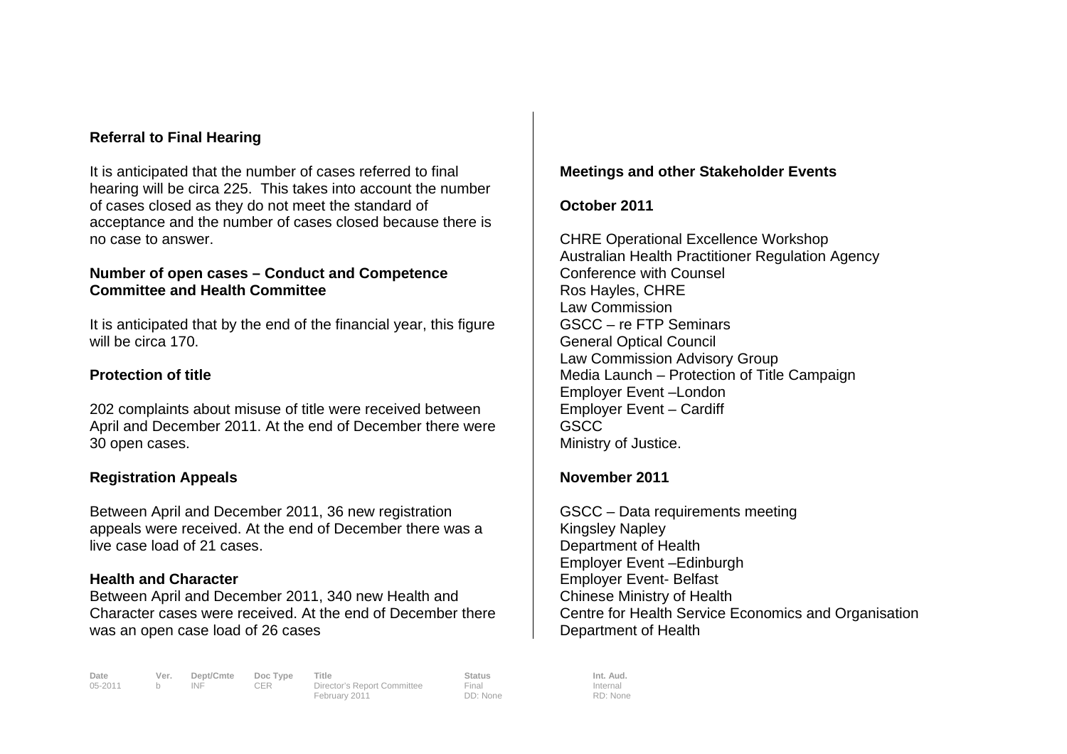**Referral to Final Hearing**

It is anticipated that the number of cases referred to final hearing will be circa 225. This takes into account the number of cases closed as they do not meet the standard of acceptance and the number of cases closed because there is no case to answer.

**Number of open cases – Conduct and Competence Committee and Health Committee**

It is anticipated that by the end of the financial year, this figure will be circa 170.

**Protection of title**

202 complaints about misuse of title were received between April and December 2011. At the end of December there were 30 open cases.

**Registration Appeals**

Between April and December 2011, 36 new registration appeals were received. At the end of December there was a live case load of 21 cases.

**Health and Character**

Between April and December 2011, 340 new Health and Character cases were received. At the end of December there was an open case load of 26 cases

**Meetings and other Stakeholder Events**

**October 2011**

CHRE Operational Excellence Workshop
Australian Health Practitioner Regulation Agency
Conference with Counsel
Ros Hayles, CHRE
Law Commission
GSCC – re FTP Seminars
General Optical Council
Law Commission Advisory Group
Media Launch – Protection of Title Campaign
Employer Event –London
Employer Event – Cardiff
GSCC
Ministry of Justice.

**November 2011**

GSCC – Data requirements meeting
Kingsley Napley
Department of Health
Employer Event –Edinburgh
Employer Event- Belfast
Chinese Ministry of Health
Centre for Health Service Economics and Organisation
Department of Health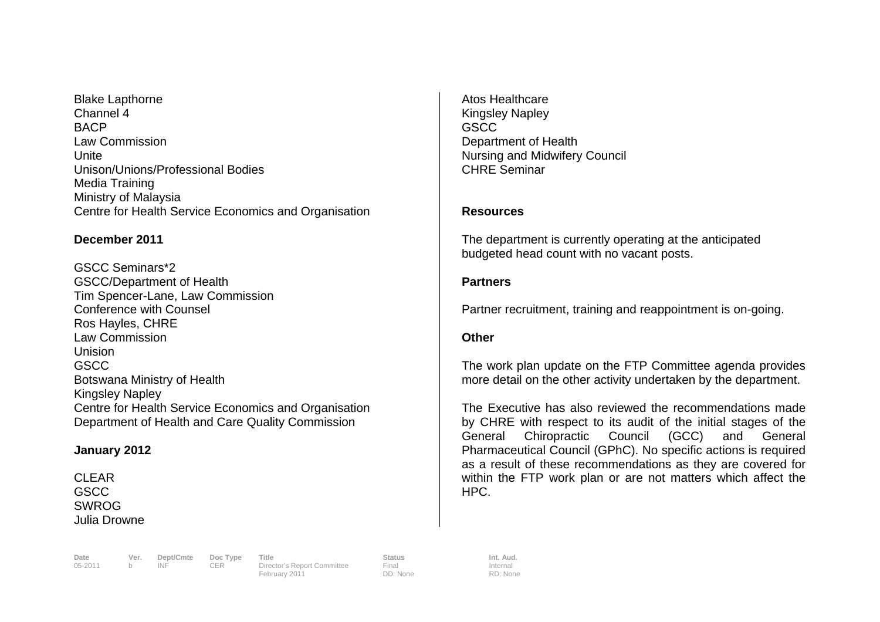Blake Lapthorne
Channel 4
BACP
Law Commission
Unite
Unison/Unions/Professional Bodies
Media Training
Ministry of Malaysia
Centre for Health Service Economics and Organisation

**December 2011**

GSCC Seminars*2
GSCC/Department of Health
Tim Spencer-Lane, Law Commission
Conference with Counsel
Ros Hayles, CHRE
Law Commission
Unision
GSCC
Botswana Ministry of Health
Kingsley Napley
Centre for Health Service Economics and Organisation
Department of Health and Care Quality Commission

**January 2012**

CLEAR
GSCC
SWROG
Julia Drowne
Atos Healthcare
Kingsley Napley
GSCC
Department of Health
Nursing and Midwifery Council
CHRE Seminar

**Resources**

The department is currently operating at the anticipated budgeted head count with no vacant posts.

**Partners**

Partner recruitment, training and reappointment is on-going.

**Other**

The work plan update on the FTP Committee agenda provides more detail on the other activity undertaken by the department.

The Executive has also reviewed the recommendations made by CHRE with respect to its audit of the initial stages of the General Chiropractic Council (GCC) and General Pharmaceutical Council (GPhC). No specific actions is required as a result of these recommendations as they are covered for within the FTP work plan or are not matters which affect the HPC.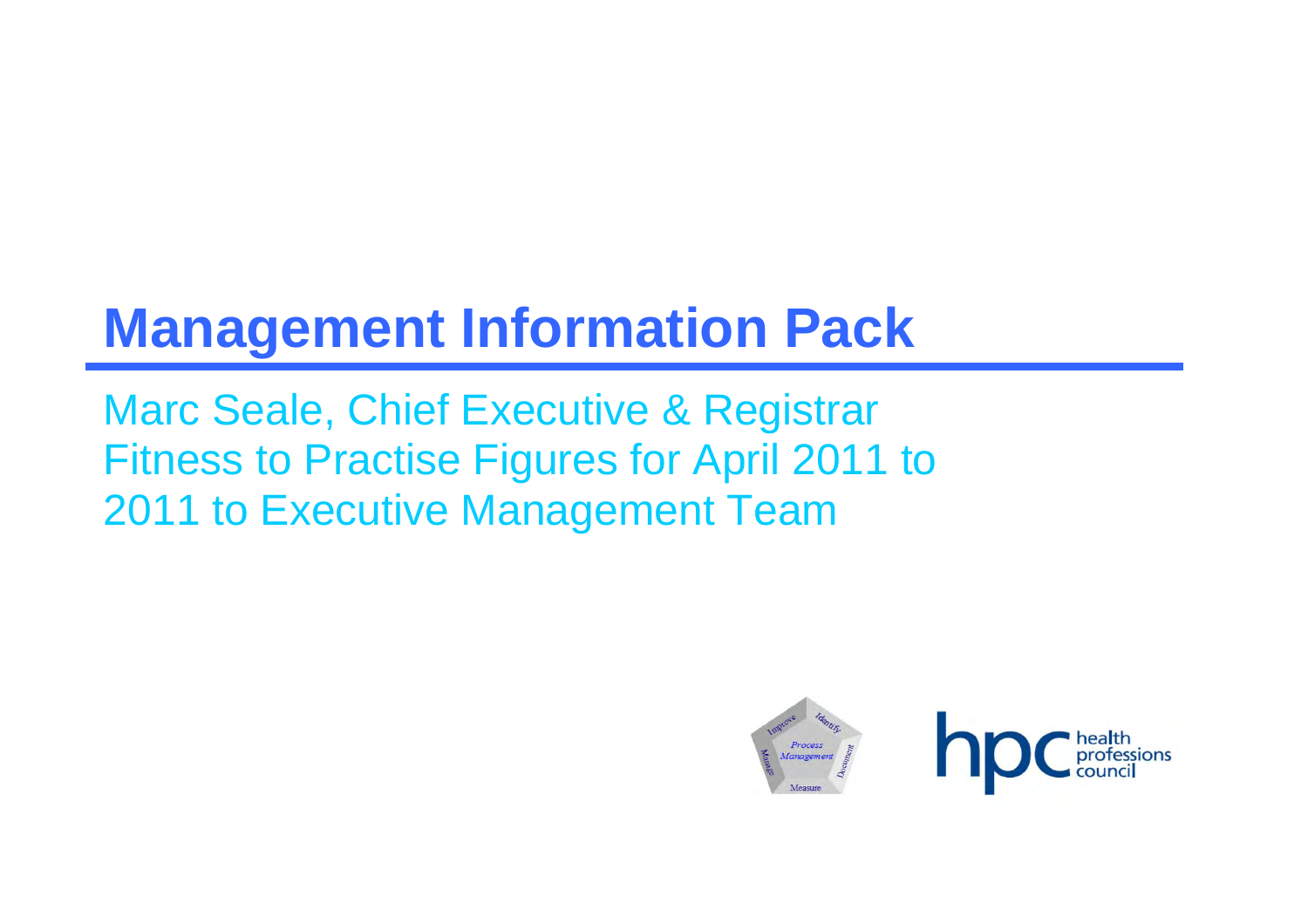# Management Information Pack

Marc Seale, Chief Executive & Registrar
Fitness to Practise Figures for April 2011 to 2011 to Executive Management Team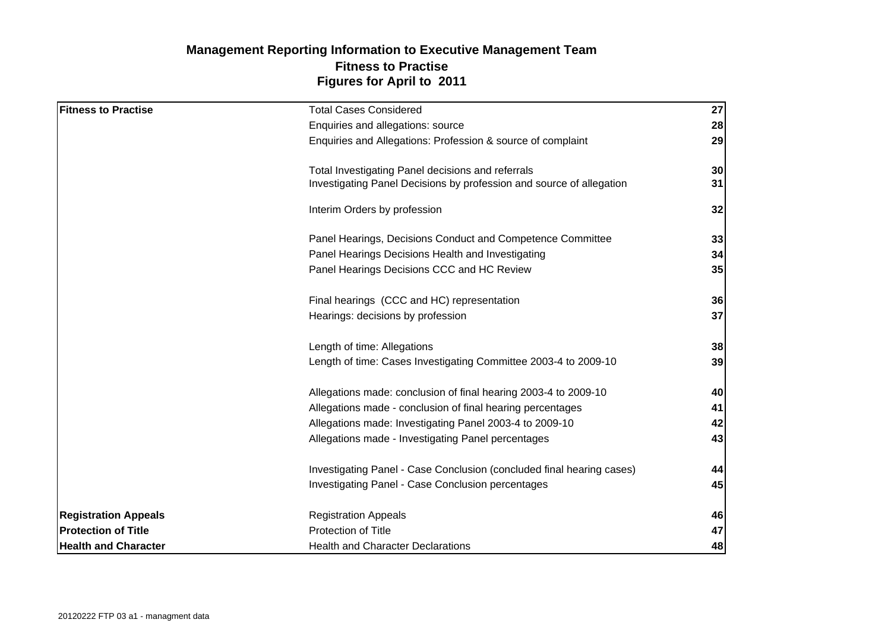# Management Reporting Information to Executive Management Team

## Fitness to Practise

## Figures for April to 2011

| | | |
|---|---|---|
| **Fitness to Practise** | Total Cases Considered | **27** |
| | Enquiries and allegations: source | **28** |
| | Enquiries and Allegations: Profession & source of complaint | **29** |
| | Total Investigating Panel decisions and referrals | **30** |
| | Investigating Panel Decisions by profession and source of allegation | **31** |
| | Interim Orders by profession | **32** |
| | Panel Hearings, Decisions Conduct and Competence Committee | **33** |
| | Panel Hearings Decisions Health and Investigating | **34** |
| | Panel Hearings Decisions CCC and HC Review | **35** |
| | Final hearings (CCC and HC) representation | **36** |
| | Hearings: decisions by profession | **37** |
| | Length of time: Allegations | **38** |
| | Length of time: Cases Investigating Committee 2003-4 to 2009-10 | **39** |
| | Allegations made: conclusion of final hearing 2003-4 to 2009-10 | **40** |
| | Allegations made - conclusion of final hearing percentages | **41** |
| | Allegations made: Investigating Panel 2003-4 to 2009-10 | **42** |
| | Allegations made - Investigating Panel percentages | **43** |
| | Investigating Panel - Case Conclusion (concluded final hearing cases) | **44** |
| | Investigating Panel - Case Conclusion percentages | **45** |
| **Registration Appeals** | Registration Appeals | **46** |
| **Protection of Title** | Protection of Title | **47** |
| **Health and Character** | Health and Character Declarations | **48** |

20120222 FTP 03 a1 - managment data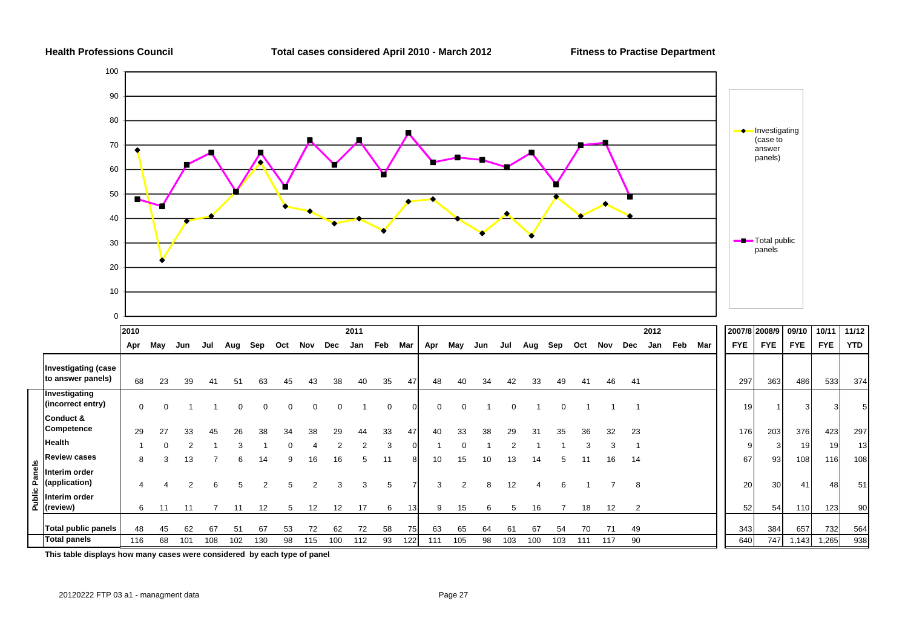**Health Professions Council** **Total cases considered April 2010 - March 2012** **Fitness to Practise Department**

| | 2010 Apr | May | Jun | Jul | Aug | Sep | Oct | Nov | Dec | 2011 Jan | Feb | Mar | Apr | May | Jun | Jul | Aug | Sep | Oct | Nov | Dec | 2012 Jan | Feb | Mar | 2007/8 FYE | 2008/9 FYE | 09/10 FYE | 10/11 FYE | 11/12 YTD |
|---|---|---|---|---|---|---|---|---|---|---|---|---|---|---|---|---|---|---|---|---|---|---|---|---|---|---|---|---|---|
| Investigating (case to answer panels) | 68 | 23 | 39 | 41 | 51 | 63 | 45 | 43 | 38 | 40 | 35 | 47 | 48 | 40 | 34 | 42 | 33 | 49 | 41 | 46 | 41 | | | | 297 | 363 | 486 | 533 | 374 |
| Public Panels: Investigating (incorrect entry) | 0 | 0 | 1 | 1 | 0 | 0 | 0 | 0 | 0 | 1 | 0 | 0 | 0 | 0 | 1 | 0 | 1 | 0 | 1 | 1 | 1 | | | | 19 | 1 | 3 | 3 | 5 |
| Public Panels: Conduct & Competence | 29 | 27 | 33 | 45 | 26 | 38 | 34 | 38 | 29 | 44 | 33 | 47 | 40 | 33 | 38 | 29 | 31 | 35 | 36 | 32 | 23 | | | | 176 | 203 | 376 | 423 | 297 |
| Public Panels: Health | 1 | 0 | 2 | 1 | 3 | 1 | 0 | 4 | 2 | 2 | 3 | 0 | 1 | 0 | 1 | 2 | 1 | 1 | 3 | 3 | 1 | | | | 9 | 3 | 19 | 19 | 13 |
| Public Panels: Review cases | 8 | 3 | 13 | 7 | 6 | 14 | 9 | 16 | 16 | 5 | 11 | 8 | 10 | 15 | 10 | 13 | 14 | 5 | 11 | 16 | 14 | | | | 67 | 93 | 108 | 116 | 108 |
| Public Panels: Interim order (application) | 4 | 4 | 2 | 6 | 5 | 2 | 5 | 2 | 3 | 3 | 5 | 7 | 3 | 2 | 8 | 12 | 4 | 6 | 1 | 7 | 8 | | | | 20 | 30 | 41 | 48 | 51 |
| Public Panels: Interim order (review) | 6 | 11 | 11 | 7 | 11 | 12 | 5 | 12 | 12 | 17 | 6 | 13 | 9 | 15 | 6 | 5 | 16 | 7 | 18 | 12 | 2 | | | | 52 | 54 | 110 | 123 | 90 |
| Total public panels | 48 | 45 | 62 | 67 | 51 | 67 | 53 | 72 | 62 | 72 | 58 | 75 | 63 | 65 | 64 | 61 | 67 | 54 | 70 | 71 | 49 | | | | 343 | 384 | 657 | 732 | 564 |
| Total panels | 116 | 68 | 101 | 108 | 102 | 130 | 98 | 115 | 100 | 112 | 93 | 122 | 111 | 105 | 98 | 103 | 100 | 103 | 111 | 117 | 90 | | | | 640 | 747 | 1,143 | 1,265 | 938 |

This table displays how many cases were considered by each type of panel

20120222 FTP 03 a1 - managment data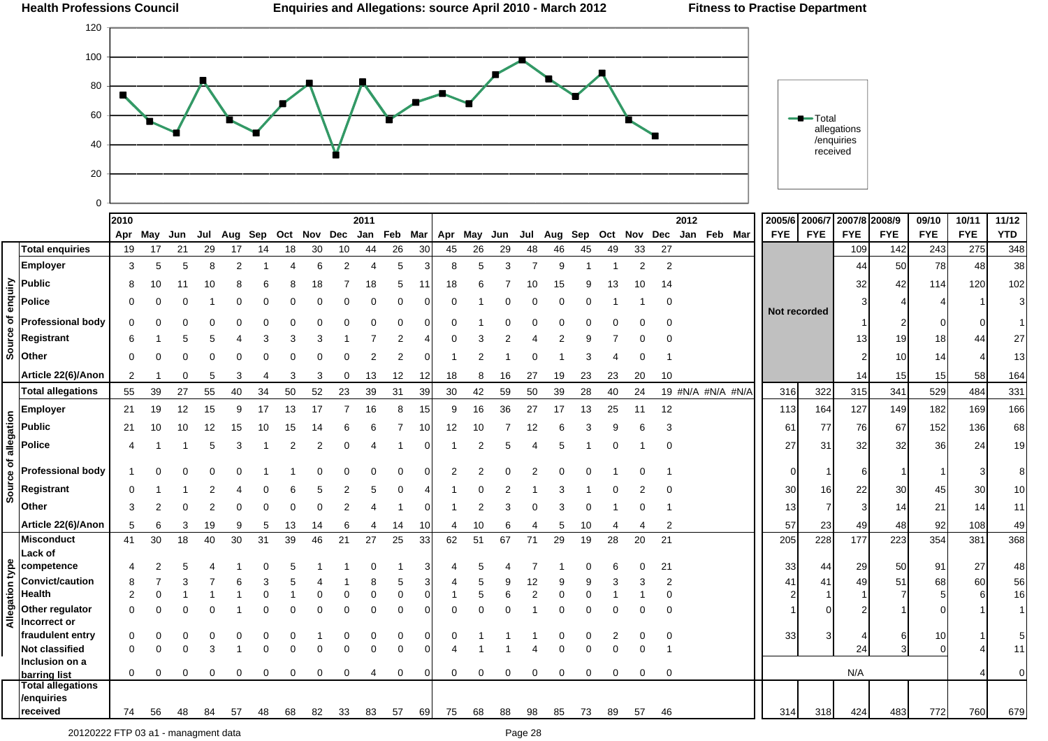Health Professions Council — Enquiries and Allegations: source April 2010 - March 2012 — Fitness to Practise Department

| | | 2010 Apr | May | Jun | Jul | Aug | Sep | Oct | Nov | Dec | 2011 Jan | Feb | Mar | Apr | May | Jun | Jul | Aug | Sep | Oct | Nov | Dec | 2012 Jan | Feb | Mar | 2005/6 FYE | 2006/7 FYE | 2007/8 FYE | 2008/9 FYE | 09/10 FYE | 10/11 FYE | 11/12 YTD |
|---|---|---|---|---|---|---|---|---|---|---|---|---|---|---|---|---|---|---|---|---|---|---|---|---|---|---|---|---|---|---|---|---|
| | Total enquiries | 19 | 17 | 21 | 29 | 17 | 14 | 18 | 30 | 10 | 44 | 26 | 30 | 45 | 26 | 29 | 48 | 46 | 45 | 49 | 33 | 27 | | | | | | 109 | 142 | 243 | 275 | 348 |
| Source of enquiry | Employer | 3 | 5 | 5 | 8 | 2 | 1 | 4 | 6 | 2 | 4 | 5 | 3 | 8 | 5 | 3 | 7 | 9 | 1 | 1 | 2 | 2 | | | | Not recorded | | 44 | 50 | 78 | 48 | 38 |
| | Public | 8 | 10 | 11 | 10 | 8 | 6 | 8 | 18 | 7 | 18 | 5 | 11 | 18 | 6 | 7 | 10 | 15 | 9 | 13 | 10 | 14 | | | | | | 32 | 42 | 114 | 120 | 102 |
| | Police | 0 | 0 | 0 | 1 | 0 | 0 | 0 | 0 | 0 | 0 | 0 | 0 | 0 | 1 | 0 | 0 | 0 | 0 | 1 | 1 | 0 | | | | | | 3 | 4 | 4 | 1 | 3 |
| | Professional body | 0 | 0 | 0 | 0 | 0 | 0 | 0 | 0 | 0 | 0 | 0 | 0 | 0 | 1 | 0 | 0 | 0 | 0 | 0 | 0 | 0 | | | | | | 1 | 2 | 0 | 0 | 1 |
| | Registrant | 6 | 1 | 5 | 5 | 4 | 3 | 3 | 3 | 1 | 7 | 2 | 4 | 0 | 3 | 2 | 4 | 2 | 9 | 7 | 0 | 0 | | | | | | 13 | 19 | 18 | 44 | 27 |
| | Other | 0 | 0 | 0 | 0 | 0 | 0 | 0 | 0 | 0 | 2 | 2 | 0 | 1 | 2 | 1 | 0 | 1 | 3 | 4 | 0 | 1 | | | | | | 2 | 10 | 14 | 4 | 13 |
| | Article 22(6)/Anon | 2 | 1 | 0 | 5 | 3 | 4 | 3 | 3 | 0 | 13 | 12 | 12 | 18 | 8 | 16 | 27 | 19 | 23 | 23 | 20 | 10 | | | | | | 14 | 15 | 15 | 58 | 164 |
| | Total allegations | 55 | 39 | 27 | 55 | 40 | 34 | 50 | 52 | 23 | 39 | 31 | 39 | 30 | 42 | 59 | 50 | 39 | 28 | 40 | 24 | 19 | #N/A | #N/A | #N/A | 316 | 322 | 315 | 341 | 529 | 484 | 331 |
| Source of allegation | Employer | 21 | 19 | 12 | 15 | 9 | 17 | 13 | 17 | 7 | 16 | 8 | 15 | 9 | 16 | 36 | 27 | 17 | 13 | 25 | 11 | 12 | | | | 113 | 164 | 127 | 149 | 182 | 169 | 166 |
| | Public | 21 | 10 | 10 | 12 | 15 | 10 | 15 | 14 | 6 | 6 | 7 | 10 | 12 | 10 | 7 | 12 | 6 | 3 | 9 | 6 | 3 | | | | 61 | 77 | 76 | 67 | 152 | 136 | 68 |
| | Police | 4 | 1 | 1 | 5 | 3 | 1 | 2 | 2 | 0 | 4 | 1 | 0 | 1 | 2 | 5 | 4 | 5 | 1 | 0 | 1 | 0 | | | | 27 | 31 | 32 | 32 | 36 | 24 | 19 |
| | Professional body | 1 | 0 | 0 | 0 | 0 | 1 | 1 | 0 | 0 | 0 | 0 | 0 | 2 | 2 | 0 | 2 | 0 | 0 | 1 | 0 | 1 | | | | 0 | 1 | 6 | 1 | 1 | 3 | 8 |
| | Registrant | 0 | 1 | 1 | 2 | 4 | 0 | 6 | 5 | 2 | 5 | 0 | 4 | 1 | 0 | 2 | 1 | 3 | 1 | 0 | 2 | 0 | | | | 30 | 16 | 22 | 30 | 45 | 30 | 10 |
| | Other | 3 | 2 | 0 | 2 | 0 | 0 | 0 | 0 | 2 | 4 | 1 | 0 | 1 | 2 | 3 | 0 | 3 | 0 | 1 | 0 | 1 | | | | 13 | 7 | 3 | 14 | 21 | 14 | 11 |
| | Article 22(6)/Anon | 5 | 6 | 3 | 19 | 9 | 5 | 13 | 14 | 6 | 4 | 14 | 10 | 4 | 10 | 6 | 4 | 5 | 10 | 4 | 4 | 2 | | | | 57 | 23 | 49 | 48 | 92 | 108 | 49 |
| Allegation type | Misconduct | 41 | 30 | 18 | 40 | 30 | 31 | 39 | 46 | 21 | 27 | 25 | 33 | 62 | 51 | 67 | 71 | 29 | 19 | 28 | 20 | 21 | | | | 205 | 228 | 177 | 223 | 354 | 381 | 368 |
| | Lack of competence | 4 | 2 | 5 | 4 | 1 | 0 | 5 | 1 | 1 | 0 | 1 | 3 | 4 | 5 | 4 | 7 | 1 | 0 | 6 | 0 | 21 | | | | 33 | 44 | 29 | 50 | 91 | 27 | 48 |
| | Convict/caution | 8 | 7 | 3 | 7 | 6 | 3 | 5 | 4 | 1 | 8 | 5 | 3 | 4 | 5 | 9 | 12 | 9 | 9 | 3 | 3 | 2 | | | | 41 | 41 | 49 | 51 | 68 | 60 | 56 |
| | Health | 2 | 0 | 1 | 1 | 1 | 0 | 1 | 0 | 0 | 0 | 0 | 0 | 1 | 5 | 6 | 2 | 0 | 0 | 1 | 1 | 0 | | | | 2 | 1 | 1 | 7 | 5 | 6 | 16 |
| | Other regulator | 0 | 0 | 0 | 0 | 1 | 0 | 0 | 0 | 0 | 0 | 0 | 0 | 0 | 0 | 0 | 1 | 0 | 0 | 0 | 0 | 0 | | | | 1 | 0 | 2 | 1 | 0 | 1 | 1 |
| | Incorrect or fraudulent entry | 0 | 0 | 0 | 0 | 0 | 0 | 0 | 1 | 0 | 0 | 0 | 0 | 0 | 1 | 1 | 1 | 0 | 0 | 2 | 0 | 0 | | | | 33 | 3 | 4 | 6 | 10 | 1 | 5 |
| | Not classified | 0 | 0 | 0 | 3 | 1 | 0 | 0 | 0 | 0 | 0 | 0 | 0 | 4 | 1 | 1 | 4 | 0 | 0 | 0 | 0 | 1 | | | | | | 24 | 3 | 0 | 4 | 11 |
| | Inclusion on a barring list | 0 | 0 | 0 | 0 | 0 | 0 | 0 | 0 | 0 | 4 | 0 | 0 | 0 | 0 | 0 | 0 | 0 | 0 | 0 | 0 | 0 | | | | | | N/A | | | 4 | 0 |
| | Total allegations /enquiries received | 74 | 56 | 48 | 84 | 57 | 48 | 68 | 82 | 33 | 83 | 57 | 69 | 75 | 68 | 88 | 98 | 85 | 73 | 89 | 57 | 46 | | | | 314 | 318 | 424 | 483 | 772 | 760 | 679 |

20120222 FTP 03 a1 - managment data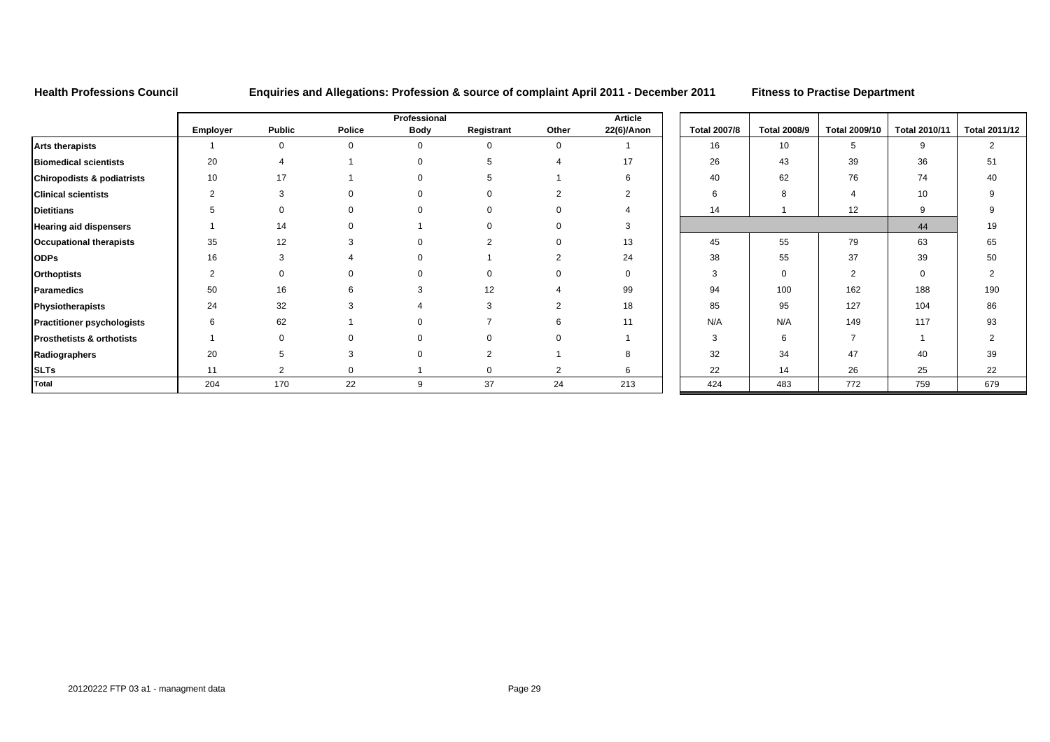**Health Professions Council** **Enquiries and Allegations: Profession & source of complaint April 2011 - December 2011** **Fitness to Practise Department**

| | Employer | Public | Police | Professional Body | Registrant | Other | Article 22(6)/Anon | Total 2007/8 | Total 2008/9 | Total 2009/10 | Total 2010/11 | Total 2011/12 |
|---|---|---|---|---|---|---|---|---|---|---|---|---|
| **Arts therapists** | 1 | 0 | 0 | 0 | 0 | 0 | 1 | 16 | 10 | 5 | 9 | 2 |
| **Biomedical scientists** | 20 | 4 | 1 | 0 | 5 | 4 | 17 | 26 | 43 | 39 | 36 | 51 |
| **Chiropodists & podiatrists** | 10 | 17 | 1 | 0 | 5 | 1 | 6 | 40 | 62 | 76 | 74 | 40 |
| **Clinical scientists** | 2 | 3 | 0 | 0 | 0 | 2 | 2 | 6 | 8 | 4 | 10 | 9 |
| **Dietitians** | 5 | 0 | 0 | 0 | 0 | 0 | 4 | 14 | 1 | 12 | 9 | 9 |
| **Hearing aid dispensers** | 1 | 14 | 0 | 1 | 0 | 0 | 3 | | | | 44 | 19 |
| **Occupational therapists** | 35 | 12 | 3 | 0 | 2 | 0 | 13 | 45 | 55 | 79 | 63 | 65 |
| **ODPs** | 16 | 3 | 4 | 0 | 1 | 2 | 24 | 38 | 55 | 37 | 39 | 50 |
| **Orthoptists** | 2 | 0 | 0 | 0 | 0 | 0 | 0 | 3 | 0 | 2 | 0 | 2 |
| **Paramedics** | 50 | 16 | 6 | 3 | 12 | 4 | 99 | 94 | 100 | 162 | 188 | 190 |
| **Physiotherapists** | 24 | 32 | 3 | 4 | 3 | 2 | 18 | 85 | 95 | 127 | 104 | 86 |
| **Practitioner psychologists** | 6 | 62 | 1 | 0 | 7 | 6 | 11 | N/A | N/A | 149 | 117 | 93 |
| **Prosthetists & orthotists** | 1 | 0 | 0 | 0 | 0 | 0 | 1 | 3 | 6 | 7 | 1 | 2 |
| **Radiographers** | 20 | 5 | 3 | 0 | 2 | 1 | 8 | 32 | 34 | 47 | 40 | 39 |
| **SLTs** | 11 | 2 | 0 | 1 | 0 | 2 | 6 | 22 | 14 | 26 | 25 | 22 |
| **Total** | 204 | 170 | 22 | 9 | 37 | 24 | 213 | 424 | 483 | 772 | 759 | 679 |

20120222 FTP 03 a1 - managment data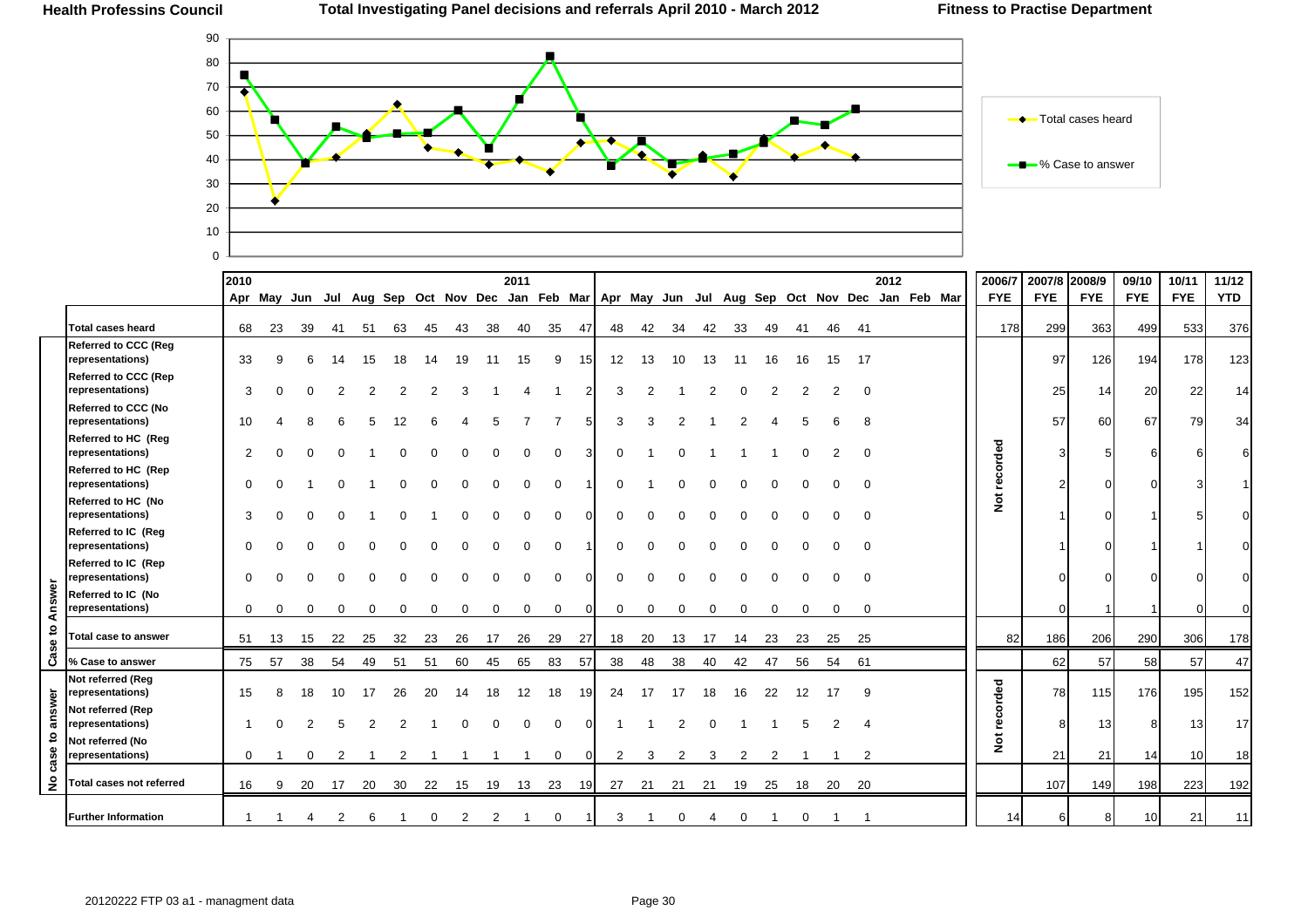# Total Investigating Panel decisions and referrals April 2010 - March 2012

Health Professins Council — Fitness to Practise Department

Legend: Total cases heard; % Case to answer

| | | 2010 Apr | May | Jun | Jul | Aug | Sep | Oct | Nov | Dec | 2011 Jan | Feb | Mar | Apr | May | Jun | Jul | Aug | Sep | Oct | Nov | Dec | 2012 Jan | Feb | Mar | 2006/7 FYE | 2007/8 FYE | 2008/9 FYE | 09/10 FYE | 10/11 FYE | 11/12 YTD |
|---|---|---|---|---|---|---|---|---|---|---|---|---|---|---|---|---|---|---|---|---|---|---|---|---|---|---|---|---|---|---|---|
| | Total cases heard | 68 | 23 | 39 | 41 | 51 | 63 | 45 | 43 | 38 | 40 | 35 | 47 | 48 | 42 | 34 | 42 | 33 | 49 | 41 | 46 | 41 | | | | 178 | 299 | 363 | 499 | 533 | 376 |
| Case to Answer | Referred to CCC (Reg representations) | 33 | 9 | 6 | 14 | 15 | 18 | 14 | 19 | 11 | 15 | 9 | 15 | 12 | 13 | 10 | 13 | 11 | 16 | 16 | 15 | 17 | | | | Not recorded | 97 | 126 | 194 | 178 | 123 |
| | Referred to CCC (Rep representations) | 3 | 0 | 0 | 2 | 2 | 2 | 2 | 3 | 1 | 4 | 1 | 2 | 3 | 2 | 1 | 2 | 0 | 2 | 2 | 2 | 0 | | | | | 25 | 14 | 20 | 22 | 14 |
| | Referred to CCC (No representations) | 10 | 4 | 8 | 6 | 5 | 12 | 6 | 4 | 5 | 7 | 7 | 5 | 3 | 3 | 2 | 1 | 2 | 4 | 5 | 6 | 8 | | | | | 57 | 60 | 67 | 79 | 34 |
| | Referred to HC (Reg representations) | 2 | 0 | 0 | 0 | 1 | 0 | 0 | 0 | 0 | 0 | 0 | 3 | 0 | 1 | 0 | 1 | 1 | 1 | 0 | 2 | 0 | | | | | 3 | 5 | 6 | 6 | 6 |
| | Referred to HC (Rep representations) | 0 | 0 | 1 | 0 | 1 | 0 | 0 | 0 | 0 | 0 | 0 | 1 | 0 | 1 | 0 | 0 | 0 | 0 | 0 | 0 | 0 | | | | | 2 | 0 | 0 | 3 | 1 |
| | Referred to HC (No representations) | 3 | 0 | 0 | 0 | 1 | 0 | 1 | 0 | 0 | 0 | 0 | 0 | 0 | 0 | 0 | 0 | 0 | 0 | 0 | 0 | 0 | | | | | 1 | 0 | 1 | 5 | 0 |
| | Referred to IC (Reg representations) | 0 | 0 | 0 | 0 | 0 | 0 | 0 | 0 | 0 | 0 | 0 | 1 | 0 | 0 | 0 | 0 | 0 | 0 | 0 | 0 | 0 | | | | | 1 | 0 | 1 | 1 | 0 |
| | Referred to IC (Rep representations) | 0 | 0 | 0 | 0 | 0 | 0 | 0 | 0 | 0 | 0 | 0 | 0 | 0 | 0 | 0 | 0 | 0 | 0 | 0 | 0 | 0 | | | | | 0 | 0 | 0 | 0 | 0 |
| | Referred to IC (No representations) | 0 | 0 | 0 | 0 | 0 | 0 | 0 | 0 | 0 | 0 | 0 | 0 | 0 | 0 | 0 | 0 | 0 | 0 | 0 | 0 | 0 | | | | | 0 | 1 | 1 | 0 | 0 |
| | Total case to answer | 51 | 13 | 15 | 22 | 25 | 32 | 23 | 26 | 17 | 26 | 29 | 27 | 18 | 20 | 13 | 17 | 14 | 23 | 23 | 25 | 25 | | | | 82 | 186 | 206 | 290 | 306 | 178 |
| | % Case to answer | 75 | 57 | 38 | 54 | 49 | 51 | 51 | 60 | 45 | 65 | 83 | 57 | 38 | 48 | 38 | 40 | 42 | 47 | 56 | 54 | 61 | | | | | 62 | 57 | 58 | 57 | 47 |
| No case to answer | Not referred (Reg representations) | 15 | 8 | 18 | 10 | 17 | 26 | 20 | 14 | 18 | 12 | 18 | 19 | 24 | 17 | 17 | 18 | 16 | 22 | 12 | 17 | 9 | | | | Not recorded | 78 | 115 | 176 | 195 | 152 |
| | Not referred (Rep representations) | 1 | 0 | 2 | 5 | 2 | 2 | 1 | 0 | 0 | 0 | 0 | 0 | 1 | 1 | 2 | 0 | 1 | 1 | 5 | 2 | 4 | | | | | 8 | 13 | 8 | 13 | 17 |
| | Not referred (No representations) | 0 | 1 | 0 | 2 | 1 | 2 | 1 | 1 | 1 | 1 | 0 | 0 | 2 | 3 | 2 | 3 | 2 | 2 | 1 | 1 | 2 | | | | | 21 | 21 | 14 | 10 | 18 |
| | Total cases not referred | 16 | 9 | 20 | 17 | 20 | 30 | 22 | 15 | 19 | 13 | 23 | 19 | 27 | 21 | 21 | 21 | 19 | 25 | 18 | 20 | 20 | | | | | 107 | 149 | 198 | 223 | 192 |
| | Further Information | 1 | 1 | 4 | 2 | 6 | 1 | 0 | 2 | 2 | 1 | 0 | 1 | 3 | 1 | 0 | 4 | 0 | 1 | 0 | 1 | 1 | | | | 14 | 6 | 8 | 10 | 21 | 11 |

20120222 FTP 03 a1 - managment data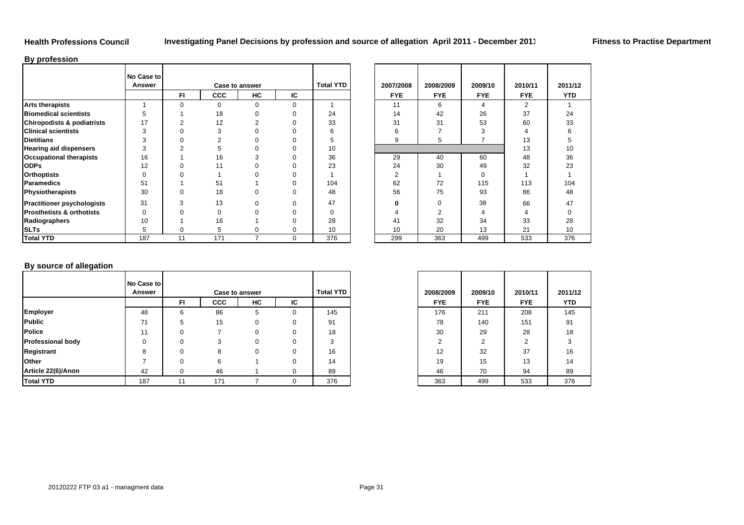**Health Professions Council** **Investigating Panel Decisions by profession and source of allegation April 2011 - December 2011** **Fitness to Practise Department**

## By profession

| | No Case to Answer | Case to answer | | | | Total YTD |
|---|---|---|---|---|---|---|
| | | FI | CCC | HC | IC | |
| **Arts therapists** | 1 | 0 | 0 | 0 | 0 | 1 |
| **Biomedical scientists** | 5 | 1 | 18 | 0 | 0 | 24 |
| **Chiropodists & podiatrists** | 17 | 2 | 12 | 2 | 0 | 33 |
| **Clinical scientists** | 3 | 0 | 3 | 0 | 0 | 6 |
| **Dietitians** | 3 | 0 | 2 | 0 | 0 | 5 |
| **Hearing aid dispensers** | 3 | 2 | 5 | 0 | 0 | 10 |
| **Occupational therapists** | 16 | 1 | 16 | 3 | 0 | 36 |
| **ODPs** | 12 | 0 | 11 | 0 | 0 | 23 |
| **Orthoptists** | 0 | 0 | 1 | 0 | 0 | 1 |
| **Paramedics** | 51 | 1 | 51 | 1 | 0 | 104 |
| **Physiotherapists** | 30 | 0 | 18 | 0 | 0 | 48 |
| **Practitioner psychologists** | 31 | 3 | 13 | 0 | 0 | 47 |
| **Prosthetists & orthotists** | 0 | 0 | 0 | 0 | 0 | 0 |
| **Radiographers** | 10 | 1 | 16 | 1 | 0 | 28 |
| **SLTs** | 5 | 0 | 5 | 0 | 0 | 10 |
| **Total YTD** | 187 | 11 | 171 | 7 | 0 | 376 |

| | 2007/2008 | 2008/2009 | 2009/10 | 2010/11 | 2011/12 |
|---|---|---|---|---|---|
| | FYE | FYE | FYE | FYE | YTD |
| **Arts therapists** | 11 | 6 | 4 | 2 | 1 |
| **Biomedical scientists** | 14 | 42 | 26 | 37 | 24 |
| **Chiropodists & podiatrists** | 31 | 31 | 53 | 60 | 33 |
| **Clinical scientists** | 6 | 7 | 3 | 4 | 6 |
| **Dietitians** | 9 | 5 | 7 | 13 | 5 |
| **Hearing aid dispensers** | | | | 13 | 10 |
| **Occupational therapists** | 29 | 40 | 60 | 48 | 36 |
| **ODPs** | 24 | 30 | 49 | 32 | 23 |
| **Orthoptists** | 2 | 1 | 0 | 1 | 1 |
| **Paramedics** | 62 | 72 | 115 | 113 | 104 |
| **Physiotherapists** | 56 | 75 | 93 | 86 | 48 |
| **Practitioner psychologists** | **0** | 0 | 38 | 66 | 47 |
| **Prosthetists & orthotists** | 4 | 2 | 4 | 4 | 0 |
| **Radiographers** | 41 | 32 | 34 | 33 | 28 |
| **SLTs** | 10 | 20 | 13 | 21 | 10 |
| **Total YTD** | 299 | 363 | 499 | 533 | 376 |

## By source of allegation

| | No Case to Answer | Case to answer | | | | Total YTD |
|---|---|---|---|---|---|---|
| | | FI | CCC | HC | IC | |
| **Employer** | 48 | 6 | 86 | 5 | 0 | 145 |
| **Public** | 71 | 5 | 15 | 0 | 0 | 91 |
| **Police** | 11 | 0 | 7 | 0 | 0 | 18 |
| **Professional body** | 0 | 0 | 3 | 0 | 0 | 3 |
| **Registrant** | 8 | 0 | 8 | 0 | 0 | 16 |
| **Other** | 7 | 0 | 6 | 1 | 0 | 14 |
| **Article 22(6)/Anon** | 42 | 0 | 46 | 1 | 0 | 89 |
| **Total YTD** | 187 | 11 | 171 | 7 | 0 | 376 |

| | 2008/2009 | 2009/10 | 2010/11 | 2011/12 |
|---|---|---|---|---|
| | FYE | FYE | FYE | YTD |
| **Employer** | 176 | 211 | 208 | 145 |
| **Public** | 78 | 140 | 151 | 91 |
| **Police** | 30 | 29 | 28 | 18 |
| **Professional body** | 2 | 2 | 2 | 3 |
| **Registrant** | 12 | 32 | 37 | 16 |
| **Other** | 19 | 15 | 13 | 14 |
| **Article 22(6)/Anon** | 46 | 70 | 94 | 89 |
| **Total YTD** | 363 | 499 | 533 | 376 |

20120222 FTP 03 a1 - managment data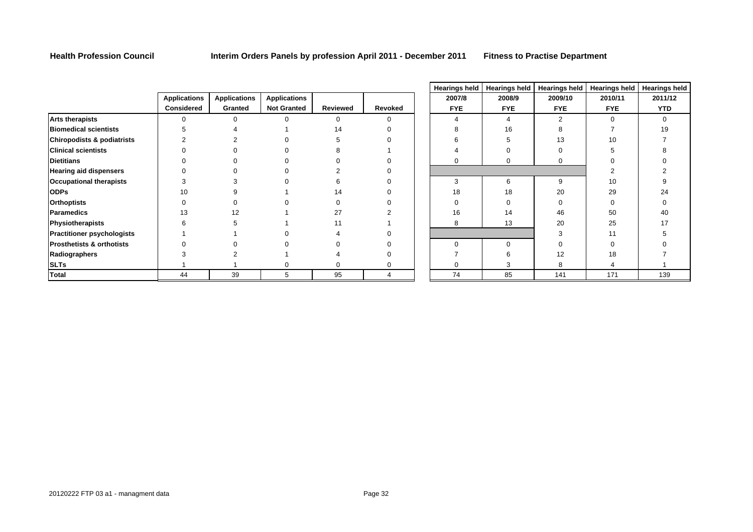**Health Profession Council** **Interim Orders Panels by profession April 2011 - December 2011** **Fitness to Practise Department**

| | Applications Considered | Applications Granted | Applications Not Granted | Reviewed | Revoked | Hearings held 2007/8 FYE | Hearings held 2008/9 FYE | Hearings held 2009/10 FYE | Hearings held 2010/11 FYE | Hearings held 2011/12 YTD |
|---|---|---|---|---|---|---|---|---|---|---|
| **Arts therapists** | 0 | 0 | 0 | 0 | 0 | 4 | 4 | 2 | 0 | 0 |
| **Biomedical scientists** | 5 | 4 | 1 | 14 | 0 | 8 | 16 | 8 | 7 | 19 |
| **Chiropodists & podiatrists** | 2 | 2 | 0 | 5 | 0 | 6 | 5 | 13 | 10 | 7 |
| **Clinical scientists** | 0 | 0 | 0 | 8 | 1 | 4 | 0 | 0 | 5 | 8 |
| **Dietitians** | 0 | 0 | 0 | 0 | 0 | 0 | 0 | 0 | 0 | 0 |
| **Hearing aid dispensers** | 0 | 0 | 0 | 2 | 0 | | | | 2 | 2 |
| **Occupational therapists** | 3 | 3 | 0 | 6 | 0 | 3 | 6 | 9 | 10 | 9 |
| **ODPs** | 10 | 9 | 1 | 14 | 0 | 18 | 18 | 20 | 29 | 24 |
| **Orthoptists** | 0 | 0 | 0 | 0 | 0 | 0 | 0 | 0 | 0 | 0 |
| **Paramedics** | 13 | 12 | 1 | 27 | 2 | 16 | 14 | 46 | 50 | 40 |
| **Physiotherapists** | 6 | 5 | 1 | 11 | 1 | 8 | 13 | 20 | 25 | 17 |
| **Practitioner psychologists** | 1 | 1 | 0 | 4 | 0 | | | 3 | 11 | 5 |
| **Prosthetists & orthotists** | 0 | 0 | 0 | 0 | 0 | 0 | 0 | 0 | 0 | 0 |
| **Radiographers** | 3 | 2 | 1 | 4 | 0 | 7 | 6 | 12 | 18 | 7 |
| **SLTs** | 1 | 1 | 0 | 0 | 0 | 0 | 3 | 8 | 4 | 1 |
| **Total** | 44 | 39 | 5 | 95 | 4 | 74 | 85 | 141 | 171 | 139 |

20120222 FTP 03 a1 - managment data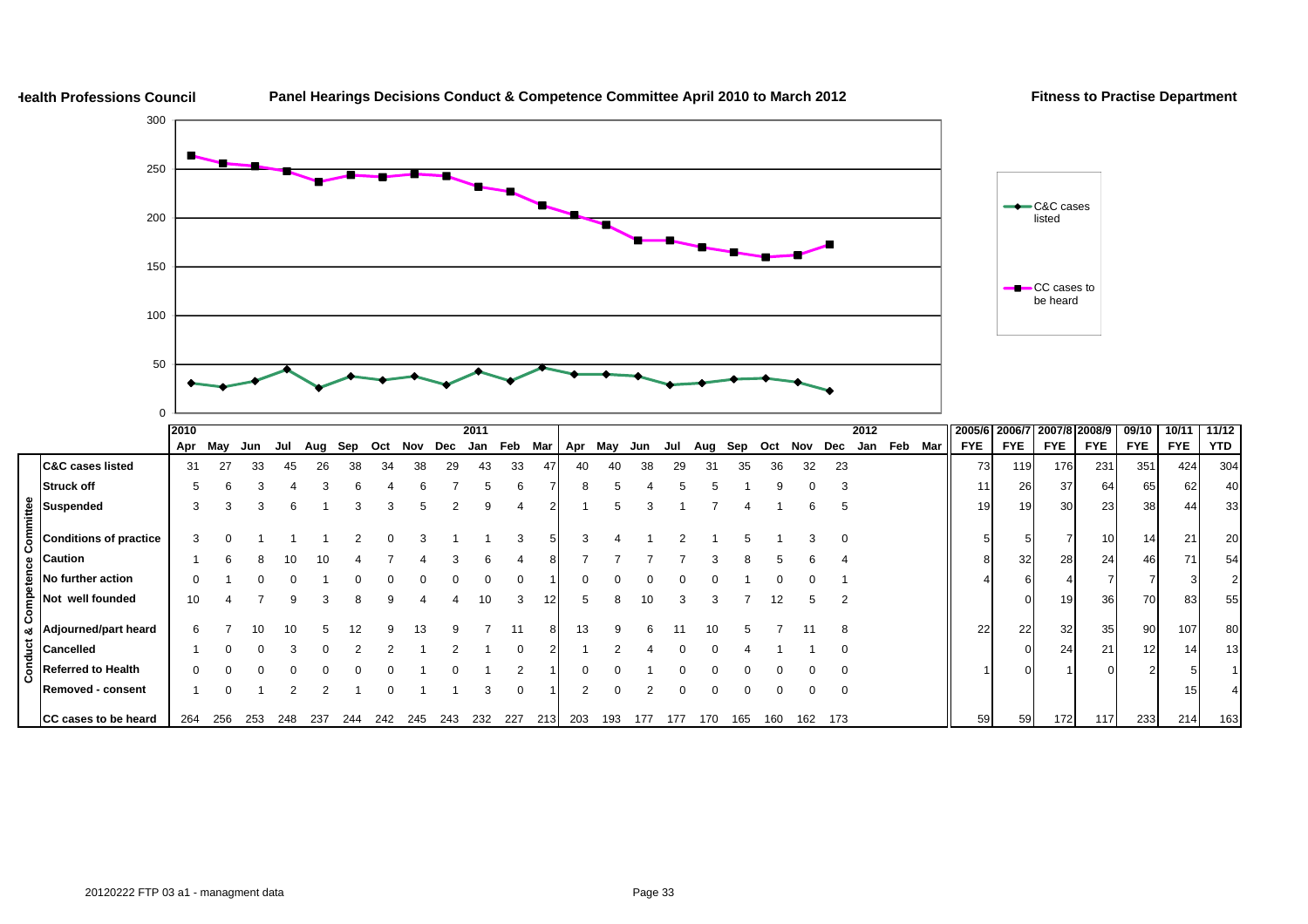Health Professions Council — **Panel Hearings Decisions Conduct & Competence Committee April 2010 to March 2012** — Fitness to Practise Department

| Conduct & Competence Committee | 2010 Apr | May | Jun | Jul | Aug | Sep | Oct | Nov | Dec | 2011 Jan | Feb | Mar | Apr | May | Jun | Jul | Aug | Sep | Oct | Nov | Dec | 2012 Jan | Feb | Mar | 2005/6 FYE | 2006/7 FYE | 2007/8 FYE | 2008/9 FYE | 09/10 FYE | 10/11 FYE | 11/12 YTD |
|---|---|---|---|---|---|---|---|---|---|---|---|---|---|---|---|---|---|---|---|---|---|---|---|---|---|---|---|---|---|---|---|
| C&C cases listed | 31 | 27 | 33 | 45 | 26 | 38 | 34 | 38 | 29 | 43 | 33 | 47 | 40 | 40 | 38 | 29 | 31 | 35 | 36 | 32 | 23 | | | | 73 | 119 | 176 | 231 | 351 | 424 | 304 |
| Struck off | 5 | 6 | 3 | 4 | 3 | 6 | 4 | 6 | 7 | 5 | 6 | 7 | 8 | 5 | 4 | 5 | 5 | 1 | 9 | 0 | 3 | | | | 11 | 26 | 37 | 64 | 65 | 62 | 40 |
| Suspended | 3 | 3 | 3 | 6 | 1 | 3 | 3 | 5 | 2 | 9 | 4 | 2 | 1 | 5 | 3 | 1 | 7 | 4 | 1 | 6 | 5 | | | | 19 | 19 | 30 | 23 | 38 | 44 | 33 |
| Conditions of practice | 3 | 0 | 1 | 1 | 1 | 2 | 0 | 3 | 1 | 1 | 3 | 5 | 3 | 4 | 1 | 2 | 1 | 5 | 1 | 3 | 0 | | | | 5 | 5 | 7 | 10 | 14 | 21 | 20 |
| Caution | 1 | 6 | 8 | 10 | 10 | 4 | 7 | 4 | 3 | 6 | 4 | 8 | 7 | 7 | 7 | 7 | 3 | 8 | 5 | 6 | 4 | | | | 8 | 32 | 28 | 24 | 46 | 71 | 54 |
| No further action | 0 | 1 | 0 | 0 | 1 | 0 | 0 | 0 | 0 | 0 | 0 | 1 | 0 | 0 | 0 | 0 | 0 | 1 | 0 | 0 | 1 | | | | 4 | 6 | 4 | 7 | 7 | 3 | 2 |
| Not well founded | 10 | 4 | 7 | 9 | 3 | 8 | 9 | 4 | 4 | 10 | 3 | 12 | 5 | 8 | 10 | 3 | 3 | 7 | 12 | 5 | 2 | | | | | 0 | 19 | 36 | 70 | 83 | 55 |
| Adjourned/part heard | 6 | 7 | 10 | 10 | 5 | 12 | 9 | 13 | 9 | 7 | 11 | 8 | 13 | 9 | 6 | 11 | 10 | 5 | 7 | 11 | 8 | | | | 22 | 22 | 32 | 35 | 90 | 107 | 80 |
| Cancelled | 1 | 0 | 0 | 3 | 0 | 2 | 2 | 1 | 2 | 1 | 0 | 2 | 1 | 2 | 4 | 0 | 0 | 4 | 1 | 1 | 0 | | | | | 0 | 24 | 21 | 12 | 14 | 13 |
| Referred to Health | 0 | 0 | 0 | 0 | 0 | 0 | 0 | 1 | 0 | 1 | 2 | 1 | 0 | 0 | 1 | 0 | 0 | 0 | 0 | 0 | 0 | | | | 1 | 0 | 1 | 0 | 2 | 5 | 1 |
| Removed - consent | 1 | 0 | 1 | 2 | 2 | 1 | 0 | 1 | 1 | 3 | 0 | 1 | 2 | 0 | 2 | 0 | 0 | 0 | 0 | 0 | 0 | | | | | | | | | 15 | 4 |
| CC cases to be heard | 264 | 256 | 253 | 248 | 237 | 244 | 242 | 245 | 243 | 232 | 227 | 213 | 203 | 193 | 177 | 177 | 170 | 165 | 160 | 162 | 173 | | | | 59 | 59 | 172 | 117 | 233 | 214 | 163 |

20120222 FTP 03 a1 - managment data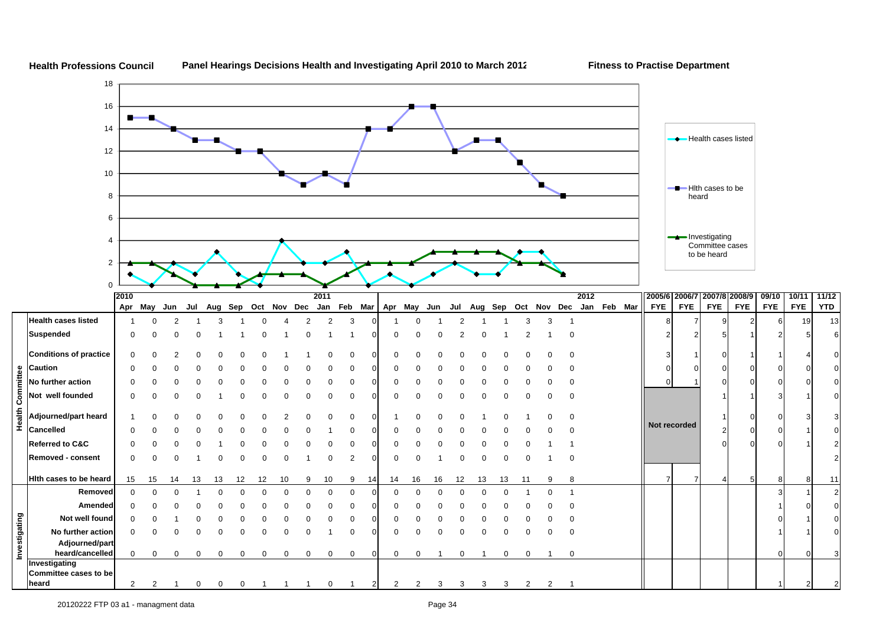**Health Professions Council** **Panel Hearings Decisions Health and Investigating April 2010 to March 2012** **Fitness to Practise Department**

Chart legend: Health cases listed; Hlth cases to be heard; Investigating Committee cases to be heard

| | | 2010 Apr | May | Jun | Jul | Aug | Sep | Oct | Nov | Dec | 2011 Jan | Feb | Mar | Apr | May | Jun | Jul | Aug | Sep | Oct | Nov | Dec | 2012 Jan | Feb | Mar | 2005/6 FYE | 2006/7 FYE | 2007/8 FYE | 2008/9 FYE | 09/10 FYE | 10/11 FYE | 11/12 YTD |
|---|---|---|---|---|---|---|---|---|---|---|---|---|---|---|---|---|---|---|---|---|---|---|---|---|---|---|---|---|---|---|---|---|
| Health Committee | Health cases listed | 1 | 0 | 2 | 1 | 3 | 1 | 0 | 4 | 2 | 2 | 3 | 0 | 1 | 0 | 1 | 2 | 1 | 1 | 3 | 3 | 1 | | | | 8 | 7 | 9 | 2 | 6 | 19 | 13 |
| | Suspended | 0 | 0 | 0 | 0 | 1 | 1 | 0 | 1 | 0 | 1 | 1 | 0 | 0 | 0 | 0 | 2 | 0 | 1 | 2 | 1 | 0 | | | | 2 | 2 | 5 | 1 | 2 | 5 | 6 |
| | Conditions of practice | 0 | 0 | 2 | 0 | 0 | 0 | 0 | 1 | 1 | 0 | 0 | 0 | 0 | 0 | 0 | 0 | 0 | 0 | 0 | 0 | 0 | | | | 3 | 1 | 0 | 1 | 1 | 4 | 0 |
| | Caution | 0 | 0 | 0 | 0 | 0 | 0 | 0 | 0 | 0 | 0 | 0 | 0 | 0 | 0 | 0 | 0 | 0 | 0 | 0 | 0 | 0 | | | | 0 | 0 | 0 | 0 | 0 | 0 | 0 |
| | No further action | 0 | 0 | 0 | 0 | 0 | 0 | 0 | 0 | 0 | 0 | 0 | 0 | 0 | 0 | 0 | 0 | 0 | 0 | 0 | 0 | 0 | | | | 0 | 1 | 0 | 0 | 0 | 0 | 0 |
| | Not well founded | 0 | 0 | 0 | 0 | 1 | 0 | 0 | 0 | 0 | 0 | 0 | 0 | 0 | 0 | 0 | 0 | 0 | 0 | 0 | 0 | 0 | | | | Not recorded | | 1 | 1 | 3 | 1 | 0 |
| | Adjourned/part heard | 1 | 0 | 0 | 0 | 0 | 0 | 0 | 2 | 0 | 0 | 0 | 0 | 1 | 0 | 0 | 0 | 1 | 0 | 1 | 0 | 0 | | | | | | 1 | 0 | 0 | 3 | 3 |
| | Cancelled | 0 | 0 | 0 | 0 | 0 | 0 | 0 | 0 | 0 | 1 | 0 | 0 | 0 | 0 | 0 | 0 | 0 | 0 | 0 | 0 | 0 | | | | | | 2 | 0 | 0 | 1 | 0 |
| | Referred to C&C | 0 | 0 | 0 | 0 | 1 | 0 | 0 | 0 | 0 | 0 | 0 | 0 | 0 | 0 | 0 | 0 | 0 | 0 | 0 | 1 | 1 | | | | | | 0 | 0 | 0 | 1 | 2 |
| | Removed - consent | 0 | 0 | 0 | 1 | 0 | 0 | 0 | 0 | 1 | 0 | 2 | 0 | 0 | 0 | 1 | 0 | 0 | 0 | 0 | 1 | 0 | | | | | | | | | | 2 |
| | Hlth cases to be heard | 15 | 15 | 14 | 13 | 13 | 12 | 12 | 10 | 9 | 10 | 9 | 14 | 14 | 16 | 16 | 12 | 13 | 13 | 11 | 9 | 8 | | | | 7 | 7 | 4 | 5 | 8 | 8 | 11 |
| Investigating | Removed | 0 | 0 | 0 | 1 | 0 | 0 | 0 | 0 | 0 | 0 | 0 | 0 | 0 | 0 | 0 | 0 | 0 | 0 | 1 | 0 | 1 | | | | | | | | 3 | 1 | 2 |
| | Amended | 0 | 0 | 0 | 0 | 0 | 0 | 0 | 0 | 0 | 0 | 0 | 0 | 0 | 0 | 0 | 0 | 0 | 0 | 0 | 0 | 0 | | | | | | | | 1 | 0 | 0 |
| | Not well found | 0 | 0 | 1 | 0 | 0 | 0 | 0 | 0 | 0 | 0 | 0 | 0 | 0 | 0 | 0 | 0 | 0 | 0 | 0 | 0 | 0 | | | | | | | | 0 | 1 | 0 |
| | No further action | 0 | 0 | 0 | 0 | 0 | 0 | 0 | 0 | 0 | 1 | 0 | 0 | 0 | 0 | 0 | 0 | 0 | 0 | 0 | 0 | 0 | | | | | | | | 1 | 1 | 0 |
| | Adjourned/part heard/cancelled | 0 | 0 | 0 | 0 | 0 | 0 | 0 | 0 | 0 | 0 | 0 | 0 | 0 | 0 | 1 | 0 | 1 | 0 | 0 | 1 | 0 | | | | | | | | 0 | 0 | 3 |
| | Investigating Committee cases to be heard | 2 | 2 | 1 | 0 | 0 | 0 | 1 | 1 | 1 | 0 | 1 | 2 | 2 | 2 | 3 | 3 | 3 | 3 | 2 | 2 | 1 | | | | | | | | 1 | 2 | 2 |

20120222 FTP 03 a1 - managment data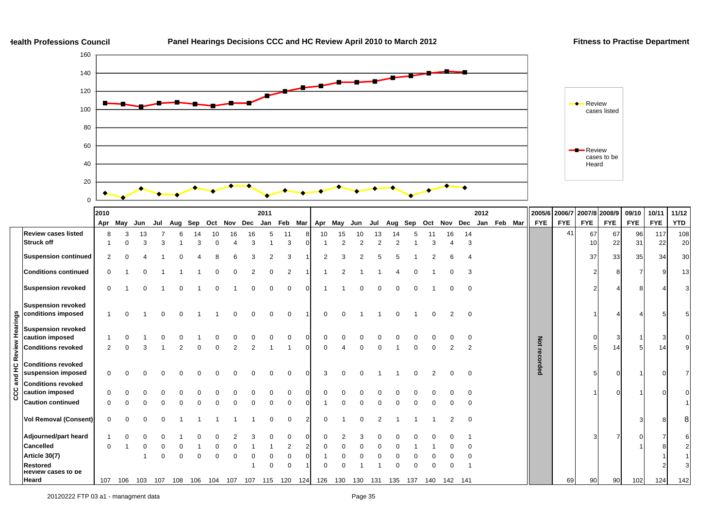Health Professions Council

# Panel Hearings Decisions CCC and HC Review April 2010 to March 2012

Fitness to Practise Department

CCC and HC Review Hearings

| | 2010 | | | | | | | | | 2011 | | | | | | | | | | | | 2012 | | | | | | | | | | |
|---|---|---|---|---|---|---|---|---|---|---|---|---|---|---|---|---|---|---|---|---|---|---|---|---|---|---|---|---|---|---|
| | Apr | May | Jun | Jul | Aug | Sep | Oct | Nov | Dec | Jan | Feb | Mar | Apr | May | Jun | Jul | Aug | Sep | Oct | Nov | Dec | Jan | Feb | Mar | 2005/6 FYE | 2006/7 FYE | 2007/8 FYE | 2008/9 FYE | 09/10 FYE | 10/11 FYE | 11/12 YTD |
| **Review cases listed** | 8 | 3 | 13 | 7 | 6 | 14 | 10 | 16 | 16 | 5 | 11 | 8 | 10 | 15 | 10 | 13 | 14 | 5 | 11 | 16 | 14 | | | | Not recorded | 41 | 67 | 67 | 96 | 117 | 108 |
| **Struck off** | 1 | 0 | 3 | 3 | 1 | 3 | 0 | 4 | 3 | 1 | 3 | 0 | 1 | 2 | 2 | 2 | 2 | 1 | 3 | 4 | 3 | | | | | | 10 | 22 | 31 | 22 | 20 |
| **Suspension continued** | 2 | 0 | 4 | 1 | 0 | 4 | 8 | 6 | 3 | 2 | 3 | 1 | 2 | 3 | 2 | 5 | 5 | 1 | 2 | 6 | 4 | | | | | | 37 | 33 | 35 | 34 | 30 |
| **Conditions continued** | 0 | 1 | 0 | 1 | 1 | 1 | 0 | 0 | 2 | 0 | 2 | 1 | 1 | 2 | 1 | 1 | 4 | 0 | 1 | 0 | 3 | | | | | | 2 | 8 | 7 | 9 | 13 |
| **Suspension revoked** | 0 | 1 | 0 | 1 | 0 | 1 | 0 | 1 | 0 | 0 | 0 | 0 | 1 | 1 | 0 | 0 | 0 | 0 | 1 | 0 | 0 | | | | | | 2 | 4 | 8 | 4 | 3 |
| **Suspension revoked conditions imposed** | 1 | 0 | 1 | 0 | 0 | 1 | 1 | 0 | 0 | 0 | 0 | 1 | 0 | 0 | 1 | 1 | 0 | 1 | 0 | 2 | 0 | | | | | | 1 | 4 | 4 | 5 | 5 |
| **Suspension revoked caution imposed** | 1 | 0 | 1 | 0 | 0 | 1 | 0 | 0 | 0 | 0 | 0 | 0 | 0 | 0 | 0 | 0 | 0 | 0 | 0 | 0 | 0 | | | | | | 0 | 3 | 1 | 3 | 0 |
| **Conditions revoked** | 2 | 0 | 3 | 1 | 2 | 0 | 0 | 2 | 2 | 1 | 1 | 0 | 0 | 4 | 0 | 0 | 1 | 0 | 0 | 2 | 2 | | | | | | 5 | 14 | 5 | 14 | 9 |
| **Conditions revoked suspension imposed** | 0 | 0 | 0 | 0 | 0 | 0 | 0 | 0 | 0 | 0 | 0 | 0 | 3 | 0 | 0 | 1 | 1 | 0 | 2 | 0 | 0 | | | | | | 5 | 0 | 1 | 0 | 7 |
| **Conditions revoked caution imposed** | 0 | 0 | 0 | 0 | 0 | 0 | 0 | 0 | 0 | 0 | 0 | 0 | 0 | 0 | 0 | 0 | 0 | 0 | 0 | 0 | 0 | | | | | | 1 | 0 | 1 | 0 | 0 |
| **Caution continued** | 0 | 0 | 0 | 0 | 0 | 0 | 0 | 0 | 0 | 0 | 0 | 0 | 1 | 0 | 0 | 0 | 0 | 0 | 0 | 0 | 0 | | | | | | | | | | 1 |
| **Vol Removal (Consent)** | 0 | 0 | 0 | 0 | 1 | 1 | 1 | 1 | 1 | 0 | 0 | 2 | 0 | 1 | 0 | 2 | 1 | 1 | 1 | 2 | 0 | | | | | | | | 3 | 8 | 8 |
| **Adjourned/part heard** | 1 | 0 | 0 | 0 | 1 | 0 | 0 | 2 | 3 | 0 | 0 | 0 | 0 | 2 | 3 | 0 | 0 | 0 | 0 | 0 | 1 | | | | | | 3 | 7 | 0 | 7 | 6 |
| **Cancelled** | 0 | 1 | 0 | 0 | 0 | 1 | 0 | 0 | 1 | 1 | 2 | 2 | 0 | 0 | 0 | 0 | 0 | 1 | 1 | 0 | 0 | | | | | | | | 1 | 8 | 2 |
| **Article 30(7)** | | | 1 | 0 | 0 | 0 | 0 | 0 | 0 | 0 | 0 | 0 | 1 | 0 | 0 | 0 | 0 | 0 | 0 | 0 | 0 | | | | | | | | | 1 | 1 |
| **Restored** | | | | | | | | | 1 | 0 | 0 | 1 | 0 | 0 | 1 | 1 | 0 | 0 | 0 | 0 | 1 | | | | | | | | | 2 | 3 |
| **Review cases to be Heard** | 107 | 106 | 103 | 107 | 108 | 106 | 104 | 107 | 107 | 115 | 120 | 124 | 126 | 130 | 130 | 131 | 135 | 137 | 140 | 142 | 141 | | | | | 69 | 90 | 90 | 102 | 124 | 142 |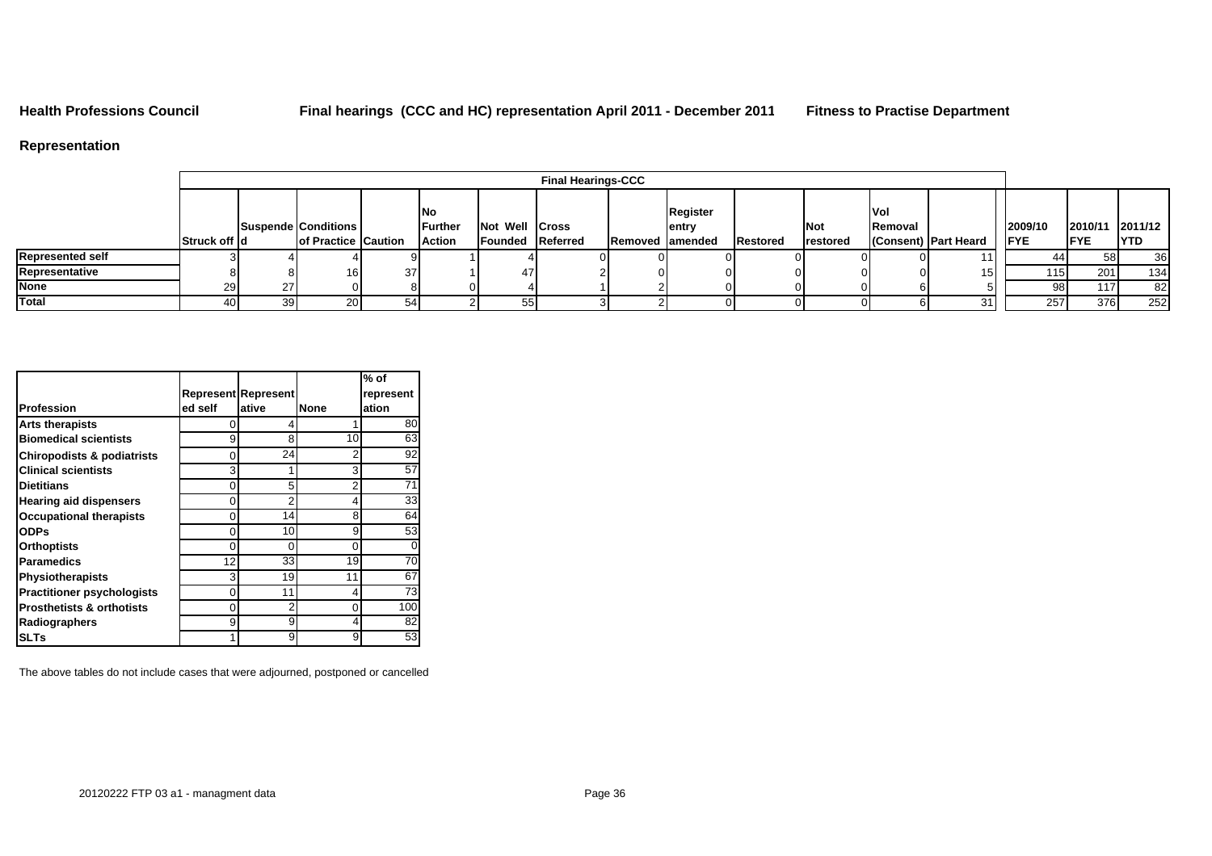**Health Professions Council** **Final hearings (CCC and HC) representation April 2011 - December 2011** **Fitness to Practise Department**

## Representation

| | Final Hearings-CCC | | | | | | | | | | | | | | | |
|---|---|---|---|---|---|---|---|---|---|---|---|---|---|---|---|---|
| | Struck off | Suspended | Conditions of Practice | Caution | No Further Action | Not Well Founded | Cross Referred | Removed | Register entry amended | Restored | Not restored | Vol Removal (Consent) | Part Heard | 2009/10 FYE | 2010/11 FYE | 2011/12 YTD |
| **Represented self** | 3 | 4 | 4 | 9 | 1 | 4 | 0 | 0 | 0 | 0 | 0 | 0 | 11 | 44 | 58 | 36 |
| **Representative** | 8 | 8 | 16 | 37 | 1 | 47 | 2 | 0 | 0 | 0 | 0 | 0 | 15 | 115 | 201 | 134 |
| **None** | 29 | 27 | 0 | 8 | 0 | 4 | 1 | 2 | 0 | 0 | 0 | 6 | 5 | 98 | 117 | 82 |
| **Total** | 40 | 39 | 20 | 54 | 2 | 55 | 3 | 2 | 0 | 0 | 0 | 6 | 31 | 257 | 376 | 252 |

| Profession | Represented self | Representative | None | % of representation |
|---|---|---|---|---|
| **Arts therapists** | 0 | 4 | 1 | 80 |
| **Biomedical scientists** | 9 | 8 | 10 | 63 |
| **Chiropodists & podiatrists** | 0 | 24 | 2 | 92 |
| **Clinical scientists** | 3 | 1 | 3 | 57 |
| **Dietitians** | 0 | 5 | 2 | 71 |
| **Hearing aid dispensers** | 0 | 2 | 4 | 33 |
| **Occupational therapists** | 0 | 14 | 8 | 64 |
| **ODPs** | 0 | 10 | 9 | 53 |
| **Orthoptists** | 0 | 0 | 0 | 0 |
| **Paramedics** | 12 | 33 | 19 | 70 |
| **Physiotherapists** | 3 | 19 | 11 | 67 |
| **Practitioner psychologists** | 0 | 11 | 4 | 73 |
| **Prosthetists & orthotists** | 0 | 2 | 0 | 100 |
| **Radiographers** | 9 | 9 | 4 | 82 |
| **SLTs** | 1 | 9 | 9 | 53 |

The above tables do not include cases that were adjourned, postponed or cancelled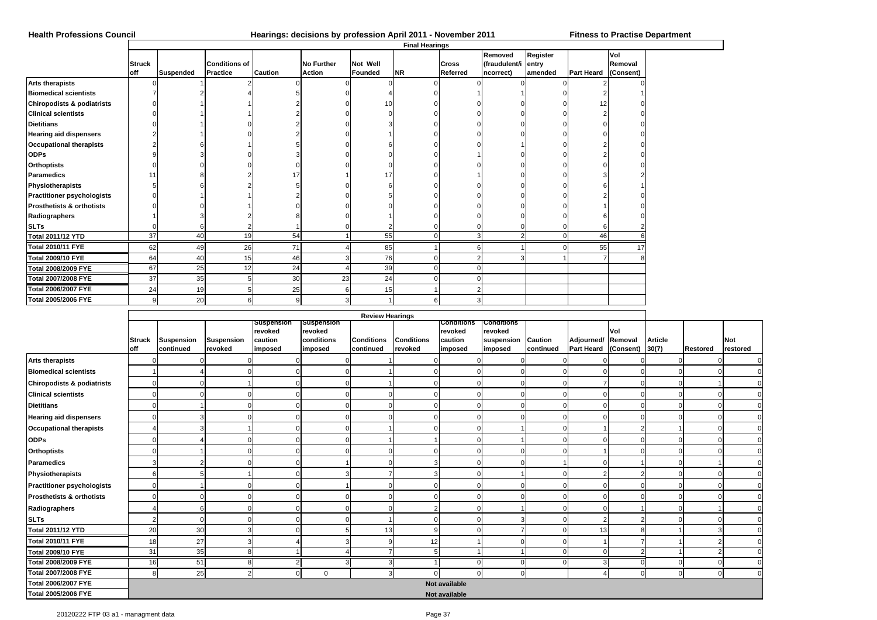**Health Professions Council** — **Hearings: decisions by profession April 2011 - November 2011** — **Fitness to Practise Department**

| | Final Hearings | | | | | | | | | | | |
|---|---|---|---|---|---|---|---|---|---|---|---|---|
| | Struck off | Suspended | Conditions of Practice | Caution | No Further Action | Not Well Founded | NR | Cross Referred | Removed (fraudulent/incorrect) | Register entry amended | Part Heard | Vol Removal (Consent) |
| **Arts therapists** | 0 | 1 | 2 | 0 | 0 | 0 | 0 | 0 | 0 | 0 | 2 | 0 |
| **Biomedical scientists** | 7 | 2 | 4 | 5 | 0 | 4 | 0 | 1 | 1 | 0 | 2 | 1 |
| **Chiropodists & podiatrists** | 0 | 1 | 1 | 2 | 0 | 10 | 0 | 0 | 0 | 0 | 12 | 0 |
| **Clinical scientists** | 0 | 1 | 1 | 2 | 0 | 0 | 0 | 0 | 0 | 0 | 2 | 0 |
| **Dietitians** | 0 | 1 | 0 | 2 | 0 | 3 | 0 | 0 | 0 | 0 | 0 | 0 |
| **Hearing aid dispensers** | 2 | 1 | 0 | 2 | 0 | 1 | 0 | 0 | 0 | 0 | 0 | 0 |
| **Occupational therapists** | 2 | 6 | 1 | 5 | 0 | 6 | 0 | 0 | 1 | 0 | 2 | 0 |
| **ODPs** | 9 | 3 | 0 | 3 | 0 | 0 | 0 | 1 | 0 | 0 | 2 | 0 |
| **Orthoptists** | 0 | 0 | 0 | 0 | 0 | 0 | 0 | 0 | 0 | 0 | 0 | 0 |
| **Paramedics** | 11 | 8 | 2 | 17 | 1 | 17 | 0 | 1 | 0 | 0 | 3 | 2 |
| **Physiotherapists** | 5 | 6 | 2 | 5 | 0 | 6 | 0 | 0 | 0 | 0 | 6 | 1 |
| **Practitioner psychologists** | 0 | 1 | 1 | 2 | 0 | 5 | 0 | 0 | 0 | 0 | 2 | 0 |
| **Prosthetists & orthotists** | 0 | 0 | 1 | 0 | 0 | 0 | 0 | 0 | 0 | 0 | 1 | 0 |
| **Radiographers** | 1 | 3 | 2 | 8 | 0 | 1 | 0 | 0 | 0 | 0 | 6 | 0 |
| **SLTs** | 0 | 6 | 2 | 1 | 0 | 2 | 0 | 0 | 0 | 0 | 6 | 2 |
| **Total 2011/12 YTD** | 37 | 40 | 19 | 54 | 1 | 55 | 0 | 3 | 2 | 0 | 46 | 6 |
| **Total 2010/11 FYE** | 62 | 49 | 26 | 71 | 4 | 85 | 1 | 6 | 1 | 0 | 55 | 17 |
| **Total 2009/10 FYE** | 64 | 40 | 15 | 46 | 3 | 76 | 0 | 2 | 3 | 1 | 7 | 8 |
| **Total 2008/2009 FYE** | 67 | 25 | 12 | 24 | 4 | 39 | 0 | 0 | | | | |
| **Total 2007/2008 FYE** | 37 | 35 | 5 | 30 | 23 | 24 | 0 | 0 | | | | |
| **Total 2006/2007 FYE** | 24 | 19 | 5 | 25 | 6 | 15 | 1 | 2 | | | | |
| **Total 2005/2006 FYE** | 9 | 20 | 6 | 9 | 3 | 1 | 6 | 3 | | | | |

| | Review Hearings | | | | | | | | | | | | | | |
|---|---|---|---|---|---|---|---|---|---|---|---|---|---|---|---|
| | Struck off | Suspension continued | Suspension revoked | Suspension revoked caution imposed | Suspension revoked conditions imposed | Conditions continued | Conditions revoked | Conditions revoked caution imposed | Conditions revoked suspension imposed | Caution continued | Adjourned/ Part Heard | Vol Removal (Consent) | Article 30(7) | Restored | Not restored |
| **Arts therapists** | 0 | 0 | 0 | 0 | 0 | 1 | 0 | 0 | 0 | 0 | 0 | 0 | 0 | 0 | 0 |
| **Biomedical scientists** | 1 | 4 | 0 | 0 | 0 | 1 | 0 | 0 | 0 | 0 | 0 | 0 | 0 | 0 | 0 |
| **Chiropodists & podiatrists** | 0 | 0 | 1 | 0 | 0 | 1 | 0 | 0 | 0 | 0 | 7 | 0 | 0 | 1 | 0 |
| **Clinical scientists** | 0 | 0 | 0 | 0 | 0 | 0 | 0 | 0 | 0 | 0 | 0 | 0 | 0 | 0 | 0 |
| **Dietitians** | 0 | 1 | 0 | 0 | 0 | 0 | 0 | 0 | 0 | 0 | 0 | 0 | 0 | 0 | 0 |
| **Hearing aid dispensers** | 0 | 3 | 0 | 0 | 0 | 0 | 0 | 0 | 0 | 0 | 0 | 0 | 0 | 0 | 0 |
| **Occupational therapists** | 4 | 3 | 1 | 0 | 0 | 1 | 0 | 0 | 1 | 0 | 1 | 2 | 1 | 0 | 0 |
| **ODPs** | 0 | 4 | 0 | 0 | 0 | 1 | 1 | 0 | 1 | 0 | 0 | 0 | 0 | 0 | 0 |
| **Orthoptists** | 0 | 1 | 0 | 0 | 0 | 0 | 0 | 0 | 0 | 0 | 1 | 0 | 0 | 0 | 0 |
| **Paramedics** | 3 | 2 | 0 | 0 | 1 | 0 | 3 | 0 | 0 | 1 | 0 | 1 | 0 | 1 | 0 |
| **Physiotherapists** | 6 | 5 | 1 | 0 | 3 | 7 | 3 | 0 | 1 | 0 | 2 | 2 | 0 | 0 | 0 |
| **Practitioner psychologists** | 0 | 1 | 0 | 0 | 1 | 0 | 0 | 0 | 0 | 0 | 0 | 0 | 0 | 0 | 0 |
| **Prosthetists & orthotists** | 0 | 0 | 0 | 0 | 0 | 0 | 0 | 0 | 0 | 0 | 0 | 0 | 0 | 0 | 0 |
| **Radiographers** | 4 | 6 | 0 | 0 | 0 | 0 | 2 | 0 | 1 | 0 | 0 | 1 | 0 | 1 | 0 |
| **SLTs** | 2 | 0 | 0 | 0 | 0 | 1 | 0 | 0 | 3 | 0 | 2 | 2 | 0 | 0 | 0 |
| **Total 2011/12 YTD** | 20 | 30 | 3 | 0 | 5 | 13 | 9 | 0 | 7 | 0 | 13 | 8 | 1 | 3 | 0 |
| **Total 2010/11 FYE** | 18 | 27 | 3 | 4 | 3 | 9 | 12 | 1 | 0 | 0 | 1 | 7 | 1 | 2 | 0 |
| **Total 2009/10 FYE** | 31 | 35 | 8 | 1 | 4 | 7 | 5 | 1 | 1 | 0 | 0 | 2 | 1 | 2 | 0 |
| **Total 2008/2009 FYE** | 16 | 51 | 8 | 2 | 3 | 3 | 1 | 0 | 0 | 0 | 3 | 0 | 0 | 0 | 0 |
| **Total 2007/2008 FYE** | 8 | 25 | 2 | 0 | 0 | 3 | 0 | 0 | 0 | | 4 | 0 | 0 | 0 | 0 |
| **Total 2006/2007 FYE** | Not available | | | | | | | | | | | | | | |
| **Total 2005/2006 FYE** | Not available | | | | | | | | | | | | | | |

20120222 FTP 03 a1 - managment data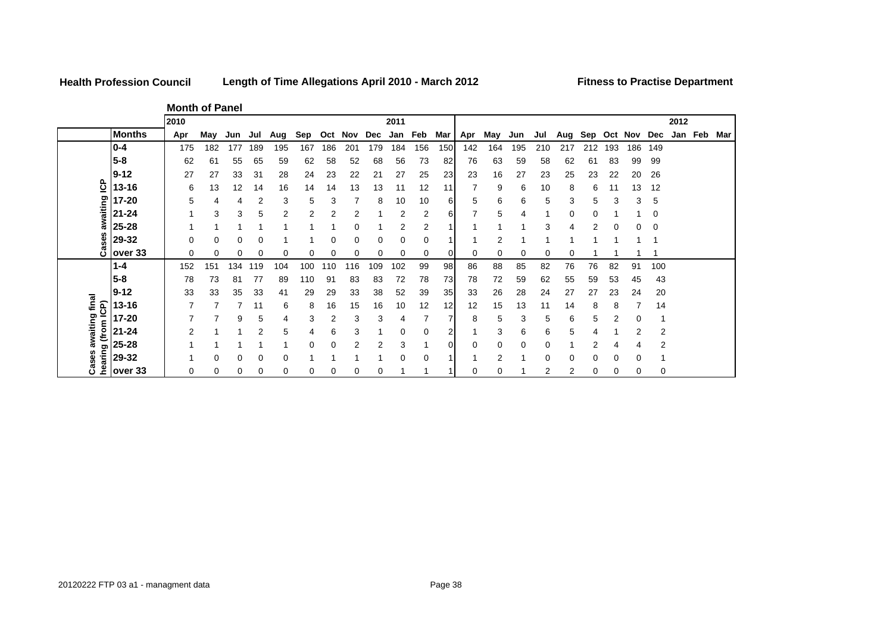**Health Profession Council** **Length of Time Allegations April 2010 - March 2012** **Fitness to Practise Department**

**Month of Panel**

| | | 2010 | | | | | | | | | 2011 | | | | | | | | | | | | | | 2012 | | |
|---|---|---|---|---|---|---|---|---|---|---|---|---|---|---|---|---|---|---|---|---|---|---|---|---|---|---|---|
| | **Months** | Apr | May | Jun | Jul | Aug | Sep | Oct | Nov | Dec | Jan | Feb | Mar | Apr | May | Jun | Jul | Aug | Sep | Oct | Nov | Dec | Jan | Feb | Mar |
| **Cases awaiting ICP** | **0-4** | 175 | 182 | 177 | 189 | 195 | 167 | 186 | 201 | 179 | 184 | 156 | 150 | 142 | 164 | 195 | 210 | 217 | 212 | 193 | 186 | 149 | | | |
| | **5-8** | 62 | 61 | 55 | 65 | 59 | 62 | 58 | 52 | 68 | 56 | 73 | 82 | 76 | 63 | 59 | 58 | 62 | 61 | 83 | 99 | 99 | | | |
| | **9-12** | 27 | 27 | 33 | 31 | 28 | 24 | 23 | 22 | 21 | 27 | 25 | 23 | 23 | 16 | 27 | 23 | 25 | 23 | 22 | 20 | 26 | | | |
| | **13-16** | 6 | 13 | 12 | 14 | 16 | 14 | 14 | 13 | 13 | 11 | 12 | 11 | 7 | 9 | 6 | 10 | 8 | 6 | 11 | 13 | 12 | | | |
| | **17-20** | 5 | 4 | 4 | 2 | 3 | 5 | 3 | 7 | 8 | 10 | 10 | 6 | 5 | 6 | 6 | 5 | 3 | 5 | 3 | 3 | 5 | | | |
| | **21-24** | 1 | 3 | 3 | 5 | 2 | 2 | 2 | 2 | 1 | 2 | 2 | 6 | 7 | 5 | 4 | 1 | 0 | 0 | 1 | 1 | 0 | | | |
| | **25-28** | 1 | 1 | 1 | 1 | 1 | 1 | 1 | 0 | 1 | 2 | 2 | 1 | 1 | 1 | 1 | 3 | 4 | 2 | 0 | 0 | 0 | | | |
| | **29-32** | 0 | 0 | 0 | 0 | 1 | 1 | 0 | 0 | 0 | 0 | 0 | 1 | 1 | 2 | 1 | 1 | 1 | 1 | 1 | 1 | 1 | | | |
| | **over 33** | 0 | 0 | 0 | 0 | 0 | 0 | 0 | 0 | 0 | 0 | 0 | 0 | 0 | 0 | 0 | 0 | 0 | 1 | 1 | 1 | 1 | | | |
| **Cases awaiting final hearing (from ICP)** | **1-4** | 152 | 151 | 134 | 119 | 104 | 100 | 110 | 116 | 109 | 102 | 99 | 98 | 86 | 88 | 85 | 82 | 76 | 76 | 82 | 91 | 100 | | | |
| | **5-8** | 78 | 73 | 81 | 77 | 89 | 110 | 91 | 83 | 83 | 72 | 78 | 73 | 78 | 72 | 59 | 62 | 55 | 59 | 53 | 45 | 43 | | | |
| | **9-12** | 33 | 33 | 35 | 33 | 41 | 29 | 29 | 33 | 38 | 52 | 39 | 35 | 33 | 26 | 28 | 24 | 27 | 27 | 23 | 24 | 20 | | | |
| | **13-16** | 7 | 7 | 7 | 11 | 6 | 8 | 16 | 15 | 16 | 10 | 12 | 12 | 12 | 15 | 13 | 11 | 14 | 8 | 8 | 7 | 14 | | | |
| | **17-20** | 7 | 7 | 9 | 5 | 4 | 3 | 2 | 3 | 3 | 4 | 7 | 7 | 8 | 5 | 3 | 5 | 6 | 5 | 2 | 0 | 1 | | | |
| | **21-24** | 2 | 1 | 1 | 2 | 5 | 4 | 6 | 3 | 1 | 0 | 0 | 2 | 1 | 3 | 6 | 6 | 5 | 4 | 1 | 2 | 2 | | | |
| | **25-28** | 1 | 1 | 1 | 1 | 1 | 0 | 0 | 2 | 2 | 3 | 1 | 0 | 0 | 0 | 0 | 0 | 1 | 2 | 4 | 4 | 2 | | | |
| | **29-32** | 1 | 0 | 0 | 0 | 0 | 1 | 1 | 1 | 1 | 0 | 0 | 1 | 1 | 2 | 1 | 0 | 0 | 0 | 0 | 0 | 1 | | | |
| | **over 33** | 0 | 0 | 0 | 0 | 0 | 0 | 0 | 0 | 0 | 1 | 1 | 1 | 0 | 0 | 1 | 2 | 2 | 0 | 0 | 0 | 0 | | | |

20120222 FTP 03 a1 - managment data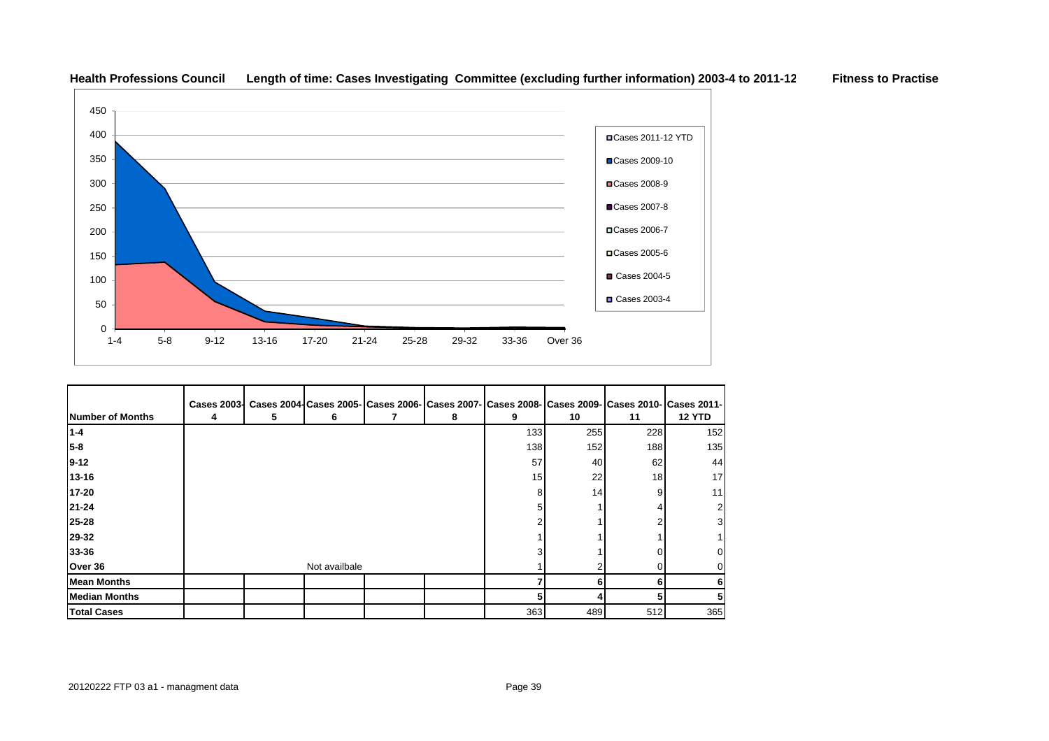**Health Professions Council** **Length of time: Cases Investigating Committee (excluding further information) 2003-4 to 2011-12** **Fitness to Practise**

| Number of Months | Cases 2003-4 | Cases 2004-5 | Cases 2005-6 | Cases 2006-7 | Cases 2007-8 | Cases 2008-9 | Cases 2009-10 | Cases 2010-11 | Cases 2011-12 YTD |
|---|---|---|---|---|---|---|---|---|---|
| **1-4** | | | | | | 133 | 255 | 228 | 152 |
| **5-8** | | | | | | 138 | 152 | 188 | 135 |
| **9-12** | | | | | | 57 | 40 | 62 | 44 |
| **13-16** | | | | | | 15 | 22 | 18 | 17 |
| **17-20** | | | | | | 8 | 14 | 9 | 11 |
| **21-24** | | | | | | 5 | 1 | 4 | 2 |
| **25-28** | | | | | | 2 | 1 | 2 | 3 |
| **29-32** | | | | | | 1 | 1 | 1 | 1 |
| **33-36** | | | | | | 3 | 1 | 0 | 0 |
| **Over 36** | | | Not availbale | | | 1 | 2 | 0 | 0 |
| **Mean Months** | | | | | | **7** | **6** | **6** | **6** |
| **Median Months** | | | | | | **5** | **4** | **5** | **5** |
| **Total Cases** | | | | | | 363 | 489 | 512 | 365 |

20120222 FTP 03 a1 - managment data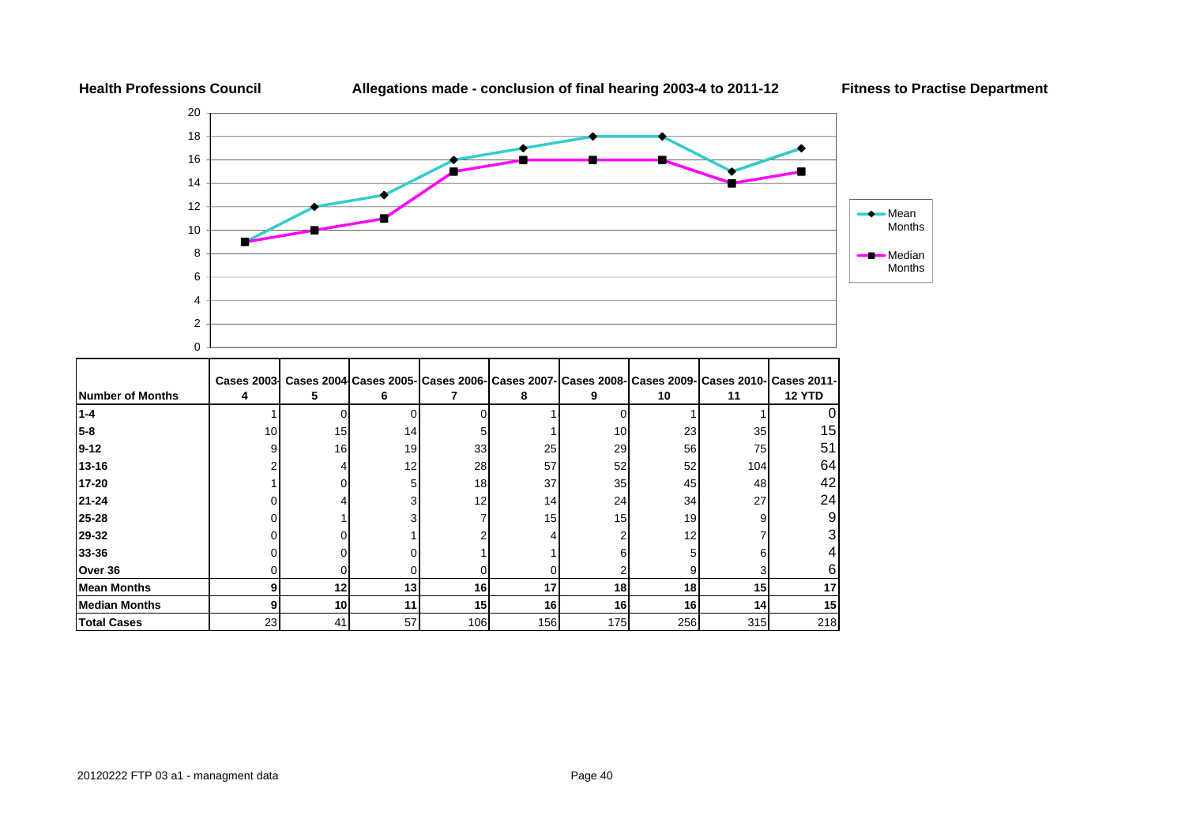**Health Professions Council** **Allegations made - conclusion of final hearing 2003-4 to 2011-12** **Fitness to Practise Department**

| Number of Months | Cases 2003-4 | Cases 2004-5 | Cases 2005-6 | Cases 2006-7 | Cases 2007-8 | Cases 2008-9 | Cases 2009-10 | Cases 2010-11 | Cases 2011-12 YTD |
|---|---|---|---|---|---|---|---|---|---|
| 1-4 | 1 | 0 | 0 | 0 | 1 | 0 | 1 | 1 | 0 |
| 5-8 | 10 | 15 | 14 | 5 | 1 | 10 | 23 | 35 | 15 |
| 9-12 | 9 | 16 | 19 | 33 | 25 | 29 | 56 | 75 | 51 |
| 13-16 | 2 | 4 | 12 | 28 | 57 | 52 | 52 | 104 | 64 |
| 17-20 | 1 | 0 | 5 | 18 | 37 | 35 | 45 | 48 | 42 |
| 21-24 | 0 | 4 | 3 | 12 | 14 | 24 | 34 | 27 | 24 |
| 25-28 | 0 | 1 | 3 | 7 | 15 | 15 | 19 | 9 | 9 |
| 29-32 | 0 | 0 | 1 | 2 | 4 | 2 | 12 | 7 | 3 |
| 33-36 | 0 | 0 | 0 | 1 | 1 | 6 | 5 | 6 | 4 |
| Over 36 | 0 | 0 | 0 | 0 | 0 | 2 | 9 | 3 | 6 |
| **Mean Months** | **9** | **12** | **13** | **16** | **17** | **18** | **18** | **15** | **17** |
| **Median Months** | **9** | **10** | **11** | **15** | **16** | **16** | **16** | **14** | **15** |
| **Total Cases** | 23 | 41 | 57 | 106 | 156 | 175 | 256 | 315 | 218 |

20120222 FTP 03 a1 - managment data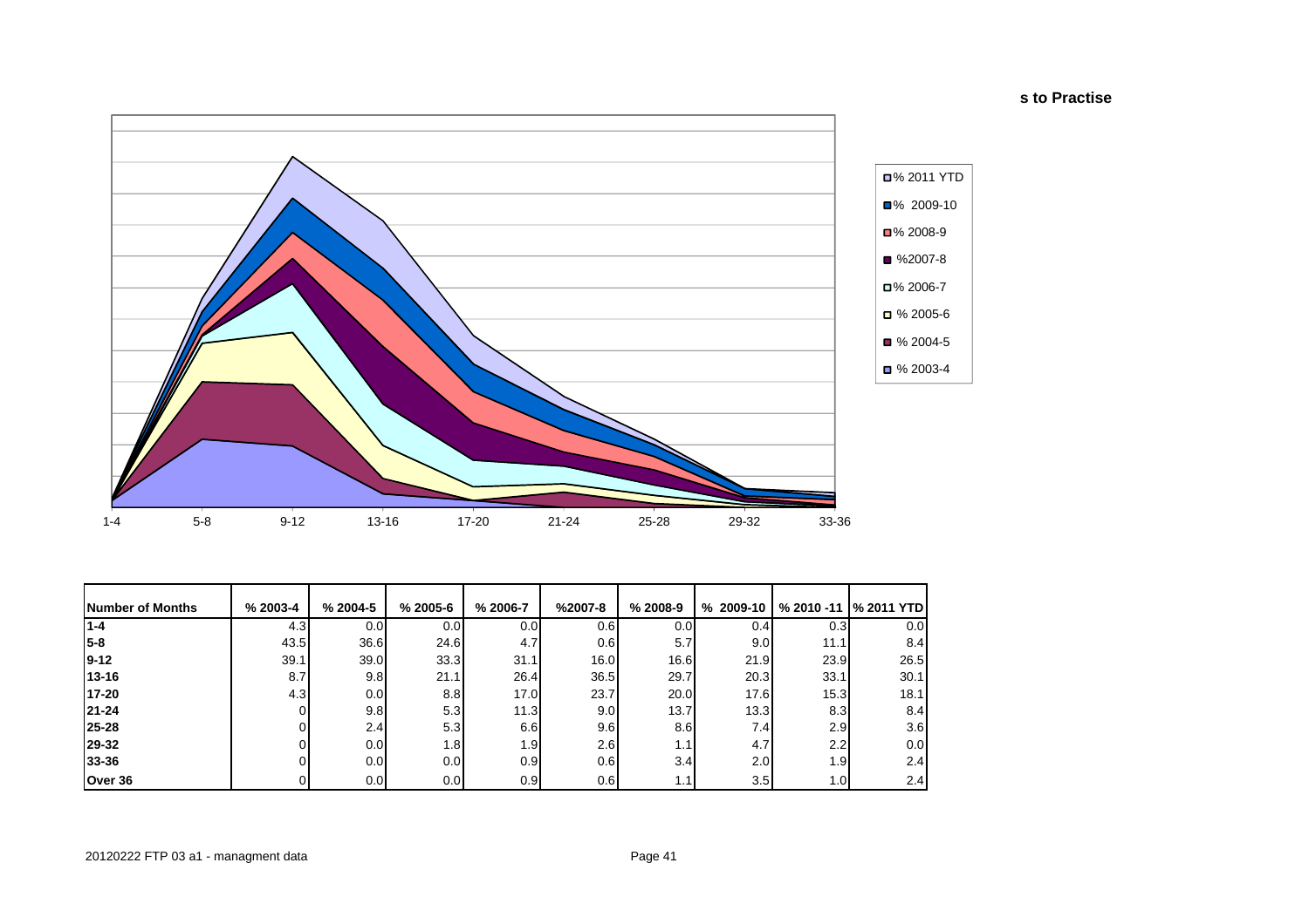**s to Practise**

| Number of Months | % 2003-4 | % 2004-5 | % 2005-6 | % 2006-7 | %2007-8 | % 2008-9 | % 2009-10 | % 2010 -11 | % 2011 YTD |
|---|---|---|---|---|---|---|---|---|---|
| 1-4 | 4.3 | 0.0 | 0.0 | 0.0 | 0.6 | 0.0 | 0.4 | 0.3 | 0.0 |
| 5-8 | 43.5 | 36.6 | 24.6 | 4.7 | 0.6 | 5.7 | 9.0 | 11.1 | 8.4 |
| 9-12 | 39.1 | 39.0 | 33.3 | 31.1 | 16.0 | 16.6 | 21.9 | 23.9 | 26.5 |
| 13-16 | 8.7 | 9.8 | 21.1 | 26.4 | 36.5 | 29.7 | 20.3 | 33.1 | 30.1 |
| 17-20 | 4.3 | 0.0 | 8.8 | 17.0 | 23.7 | 20.0 | 17.6 | 15.3 | 18.1 |
| 21-24 | 0 | 9.8 | 5.3 | 11.3 | 9.0 | 13.7 | 13.3 | 8.3 | 8.4 |
| 25-28 | 0 | 2.4 | 5.3 | 6.6 | 9.6 | 8.6 | 7.4 | 2.9 | 3.6 |
| 29-32 | 0 | 0.0 | 1.8 | 1.9 | 2.6 | 1.1 | 4.7 | 2.2 | 0.0 |
| 33-36 | 0 | 0.0 | 0.0 | 0.9 | 0.6 | 3.4 | 2.0 | 1.9 | 2.4 |
| Over 36 | 0 | 0.0 | 0.0 | 0.9 | 0.6 | 1.1 | 3.5 | 1.0 | 2.4 |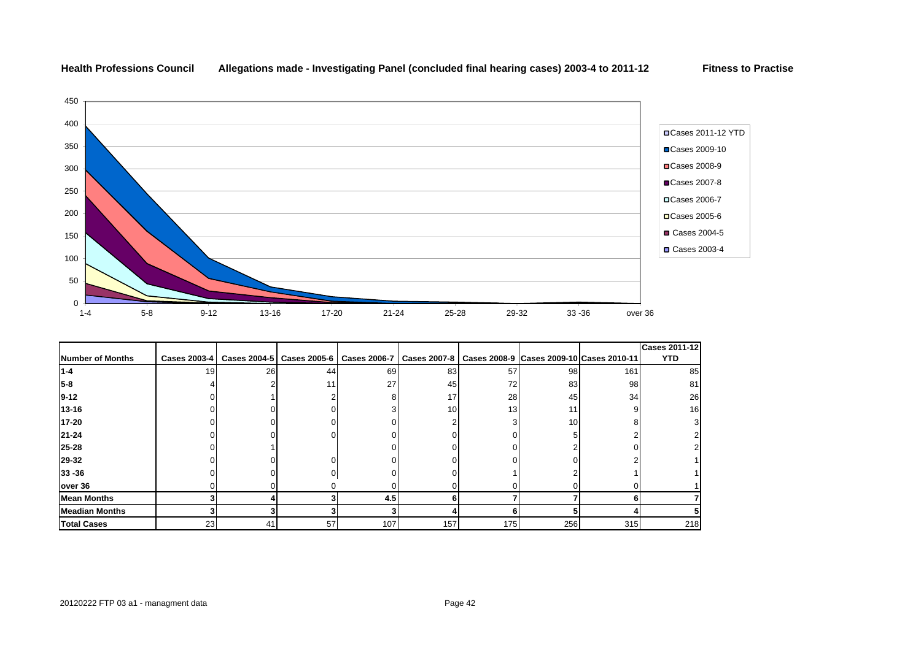**Health Professions Council** **Allegations made - Investigating Panel (concluded final hearing cases) 2003-4 to 2011-12** **Fitness to Practise**

| Number of Months | Cases 2003-4 | Cases 2004-5 | Cases 2005-6 | Cases 2006-7 | Cases 2007-8 | Cases 2008-9 | Cases 2009-10 | Cases 2010-11 | Cases 2011-12 YTD |
|---|---|---|---|---|---|---|---|---|---|
| 1-4 | 19 | 26 | 44 | 69 | 83 | 57 | 98 | 161 | 85 |
| 5-8 | 4 | 2 | 11 | 27 | 45 | 72 | 83 | 98 | 81 |
| 9-12 | 0 | 1 | 2 | 8 | 17 | 28 | 45 | 34 | 26 |
| 13-16 | 0 | 0 | 0 | 3 | 10 | 13 | 11 | 9 | 16 |
| 17-20 | 0 | 0 | 0 | 0 | 2 | 3 | 10 | 8 | 3 |
| 21-24 | 0 | 0 | 0 | 0 | 0 | 0 | 5 | 2 | 2 |
| 25-28 | 0 | 1 | | 0 | 0 | 0 | 2 | 0 | 2 |
| 29-32 | 0 | 0 | 0 | 0 | 0 | 0 | 0 | 2 | 1 |
| 33 -36 | 0 | 0 | 0 | 0 | 0 | 1 | 2 | 1 | 1 |
| over 36 | 0 | 0 | 0 | 0 | 0 | 0 | 0 | 0 | 1 |
| **Mean Months** | **3** | **4** | **3** | **4.5** | **6** | **7** | **7** | **6** | **7** |
| **Meadian Months** | **3** | **3** | **3** | **3** | **4** | **6** | **5** | **4** | **5** |
| **Total Cases** | 23 | 41 | 57 | 107 | 157 | 175 | 256 | 315 | 218 |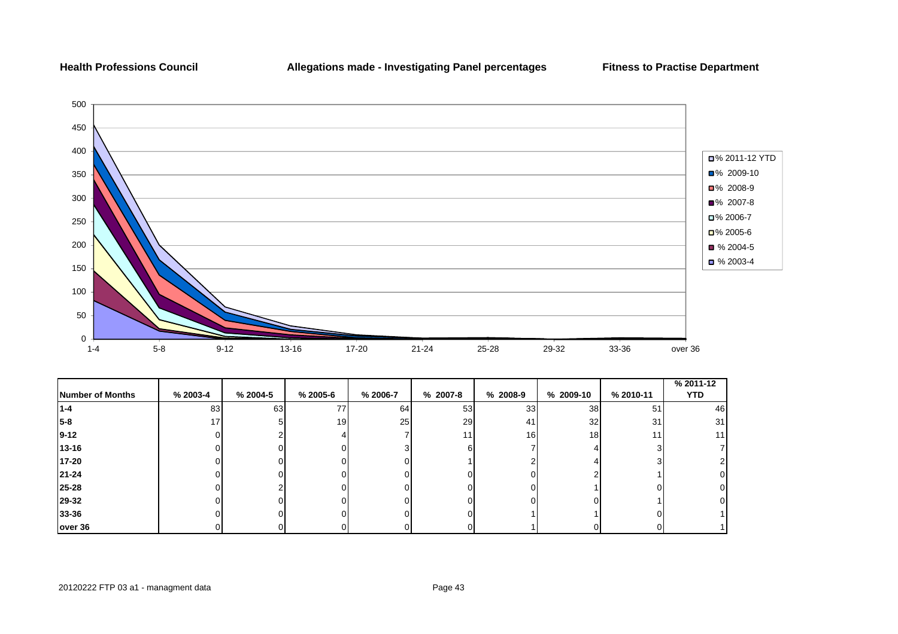**Health Professions Council** **Allegations made - Investigating Panel percentages** **Fitness to Practise Department**

| Number of Months | % 2003-4 | % 2004-5 | % 2005-6 | % 2006-7 | % 2007-8 | % 2008-9 | % 2009-10 | % 2010-11 | % 2011-12 YTD |
|---|---|---|---|---|---|---|---|---|---|
| 1-4 | 83 | 63 | 77 | 64 | 53 | 33 | 38 | 51 | 46 |
| 5-8 | 17 | 5 | 19 | 25 | 29 | 41 | 32 | 31 | 31 |
| 9-12 | 0 | 2 | 4 | 7 | 11 | 16 | 18 | 11 | 11 |
| 13-16 | 0 | 0 | 0 | 3 | 6 | 7 | 4 | 3 | 7 |
| 17-20 | 0 | 0 | 0 | 0 | 1 | 2 | 4 | 3 | 2 |
| 21-24 | 0 | 0 | 0 | 0 | 0 | 0 | 2 | 1 | 0 |
| 25-28 | 0 | 2 | 0 | 0 | 0 | 0 | 1 | 0 | 0 |
| 29-32 | 0 | 0 | 0 | 0 | 0 | 0 | 0 | 1 | 0 |
| 33-36 | 0 | 0 | 0 | 0 | 0 | 1 | 1 | 0 | 1 |
| over 36 | 0 | 0 | 0 | 0 | 0 | 1 | 0 | 0 | 1 |

20120222 FTP 03 a1 - managment data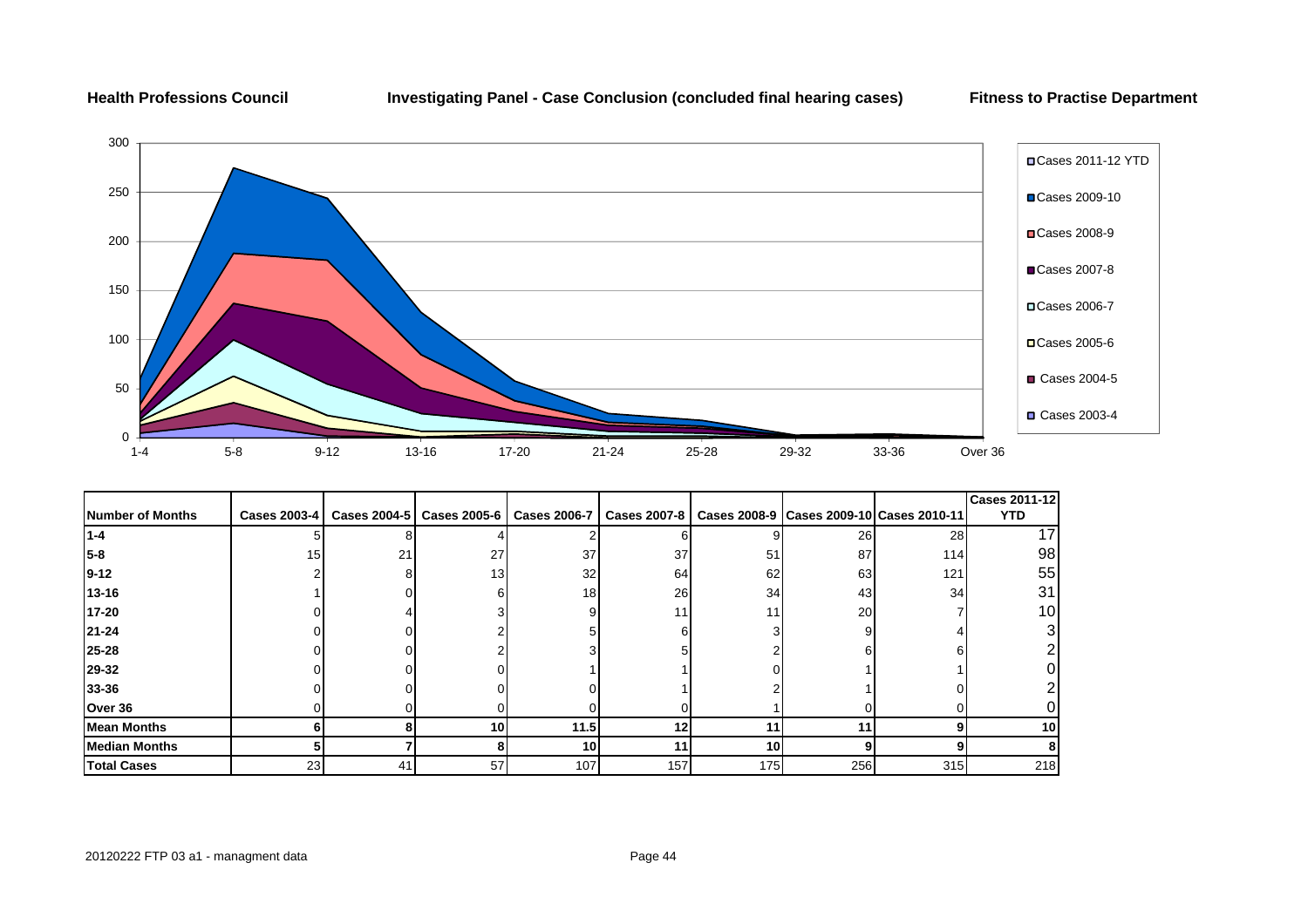**Health Professions Council** **Investigating Panel - Case Conclusion (concluded final hearing cases)** **Fitness to Practise Department**

| Number of Months | Cases 2003-4 | Cases 2004-5 | Cases 2005-6 | Cases 2006-7 | Cases 2007-8 | Cases 2008-9 | Cases 2009-10 | Cases 2010-11 | Cases 2011-12 YTD |
|---|---|---|---|---|---|---|---|---|---|
| **1-4** | 5 | 8 | 4 | 2 | 6 | 9 | 26 | 28 | 17 |
| **5-8** | 15 | 21 | 27 | 37 | 37 | 51 | 87 | 114 | 98 |
| **9-12** | 2 | 8 | 13 | 32 | 64 | 62 | 63 | 121 | 55 |
| **13-16** | 1 | 0 | 6 | 18 | 26 | 34 | 43 | 34 | 31 |
| **17-20** | 0 | 4 | 3 | 9 | 11 | 11 | 20 | 7 | 10 |
| **21-24** | 0 | 0 | 2 | 5 | 6 | 3 | 9 | 4 | 3 |
| **25-28** | 0 | 0 | 2 | 3 | 5 | 2 | 6 | 6 | 2 |
| **29-32** | 0 | 0 | 0 | 1 | 1 | 0 | 1 | 1 | 0 |
| **33-36** | 0 | 0 | 0 | 0 | 1 | 2 | 1 | 0 | 2 |
| **Over 36** | 0 | 0 | 0 | 0 | 0 | 1 | 0 | 0 | 0 |
| **Mean Months** | **6** | **8** | **10** | **11.5** | **12** | **11** | **11** | **9** | **10** |
| **Median Months** | **5** | **7** | **8** | **10** | **11** | **10** | **9** | **9** | **8** |
| **Total Cases** | 23 | 41 | 57 | 107 | 157 | 175 | 256 | 315 | 218 |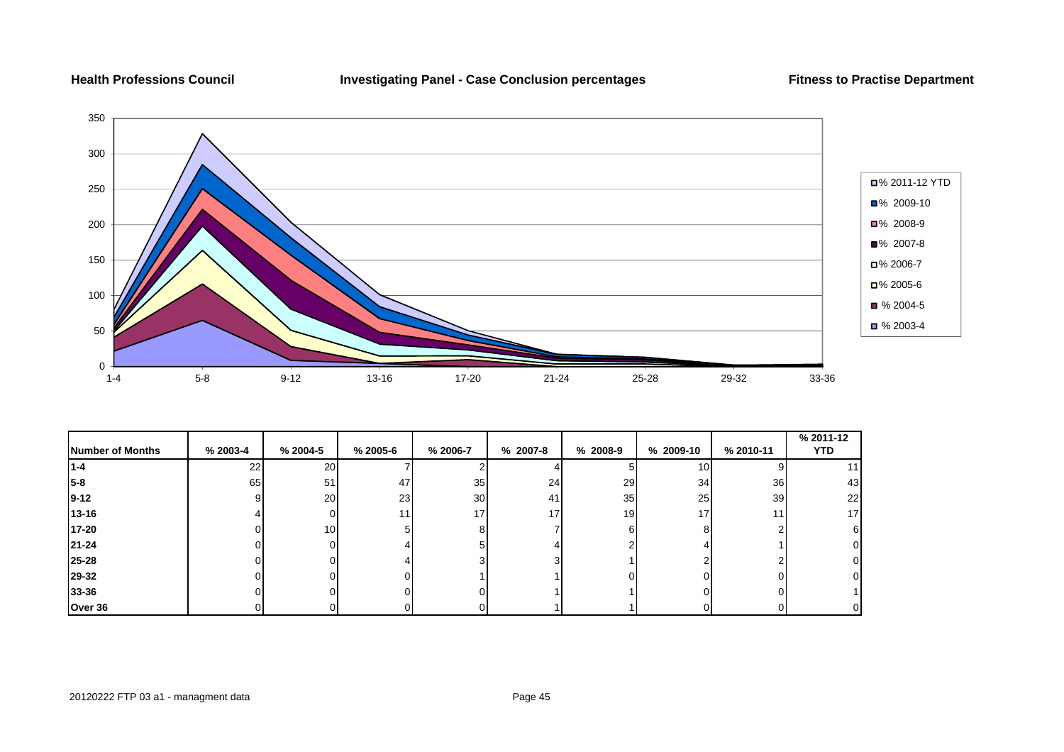**Health Professions Council** | **Investigating Panel - Case Conclusion percentages** | **Fitness to Practise Department**

| Number of Months | % 2003-4 | % 2004-5 | % 2005-6 | % 2006-7 | % 2007-8 | % 2008-9 | % 2009-10 | % 2010-11 | % 2011-12 YTD |
|---|---|---|---|---|---|---|---|---|---|
| 1-4 | 22 | 20 | 7 | 2 | 4 | 5 | 10 | 9 | 11 |
| 5-8 | 65 | 51 | 47 | 35 | 24 | 29 | 34 | 36 | 43 |
| 9-12 | 9 | 20 | 23 | 30 | 41 | 35 | 25 | 39 | 22 |
| 13-16 | 4 | 0 | 11 | 17 | 17 | 19 | 17 | 11 | 17 |
| 17-20 | 0 | 10 | 5 | 8 | 7 | 6 | 8 | 2 | 6 |
| 21-24 | 0 | 0 | 4 | 5 | 4 | 2 | 4 | 1 | 0 |
| 25-28 | 0 | 0 | 4 | 3 | 3 | 1 | 2 | 2 | 0 |
| 29-32 | 0 | 0 | 0 | 1 | 1 | 0 | 0 | 0 | 0 |
| 33-36 | 0 | 0 | 0 | 0 | 1 | 1 | 0 | 0 | 1 |
| Over 36 | 0 | 0 | 0 | 0 | 1 | 1 | 0 | 0 | 0 |

20120222 FTP 03 a1 - managment data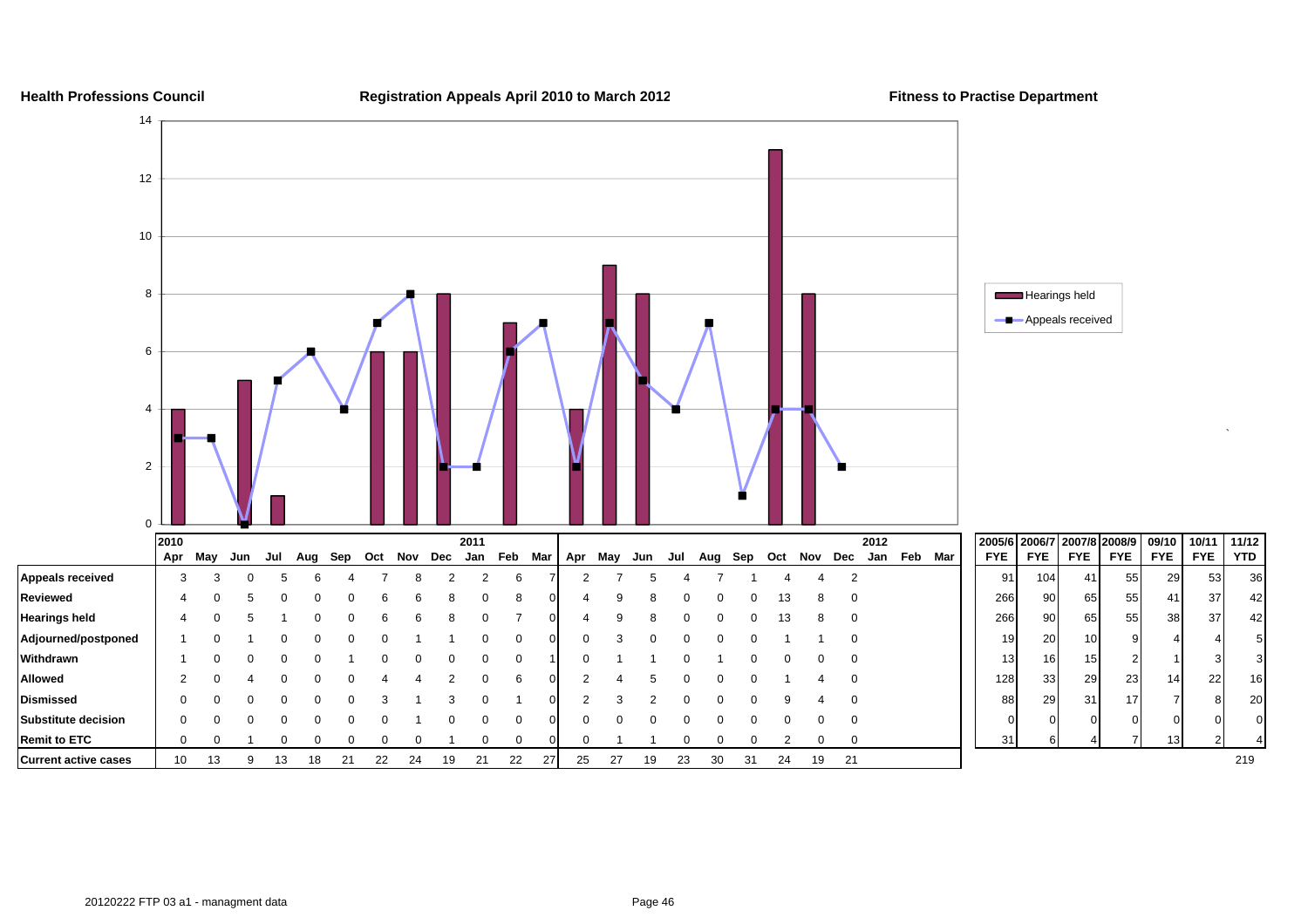**Health Professions Council** | **Registration Appeals April 2010 to March 2012** | **Fitness to Practise Department**

| | 2010 Apr | May | Jun | Jul | Aug | Sep | Oct | Nov | Dec | 2011 Jan | Feb | Mar | Apr | May | Jun | Jul | Aug | Sep | Oct | Nov | Dec | 2012 Jan | Feb | Mar |
|---|---|---|---|---|---|---|---|---|---|---|---|---|---|---|---|---|---|---|---|---|---|---|---|---|
| **Appeals received** | 3 | 3 | 0 | 5 | 6 | 4 | 7 | 8 | 2 | 2 | 6 | 7 | 2 | 7 | 5 | 4 | 7 | 1 | 4 | 4 | 2 | | | |
| **Reviewed** | 4 | 0 | 5 | 0 | 0 | 0 | 6 | 6 | 8 | 0 | 8 | 0 | 4 | 9 | 8 | 0 | 0 | 0 | 13 | 8 | 0 | | | |
| **Hearings held** | 4 | 0 | 5 | 1 | 0 | 0 | 6 | 6 | 8 | 0 | 7 | 0 | 4 | 9 | 8 | 0 | 0 | 0 | 13 | 8 | 0 | | | |
| **Adjourned/postponed** | 1 | 0 | 1 | 0 | 0 | 0 | 0 | 1 | 1 | 0 | 0 | 0 | 0 | 3 | 0 | 0 | 0 | 0 | 1 | 1 | 0 | | | |
| **Withdrawn** | 1 | 0 | 0 | 0 | 0 | 1 | 0 | 0 | 0 | 0 | 0 | 1 | 0 | 1 | 1 | 0 | 1 | 0 | 0 | 0 | 0 | | | |
| **Allowed** | 2 | 0 | 4 | 0 | 0 | 0 | 4 | 4 | 2 | 0 | 6 | 0 | 2 | 4 | 5 | 0 | 0 | 0 | 1 | 4 | 0 | | | |
| **Dismissed** | 0 | 0 | 0 | 0 | 0 | 0 | 3 | 1 | 3 | 0 | 1 | 0 | 2 | 3 | 2 | 0 | 0 | 0 | 9 | 4 | 0 | | | |
| **Substitute decision** | 0 | 0 | 0 | 0 | 0 | 0 | 0 | 1 | 0 | 0 | 0 | 0 | 0 | 0 | 0 | 0 | 0 | 0 | 0 | 0 | 0 | | | |
| **Remit to ETC** | 0 | 0 | 1 | 0 | 0 | 0 | 0 | 0 | 1 | 0 | 0 | 0 | 0 | 1 | 1 | 0 | 0 | 0 | 2 | 0 | 0 | | | |
| **Current active cases** | 10 | 13 | 9 | 13 | 18 | 21 | 22 | 24 | 19 | 21 | 22 | 27 | 25 | 27 | 19 | 23 | 30 | 31 | 24 | 19 | 21 | | | |

| | 2005/6 FYE | 2006/7 FYE | 2007/8 FYE | 2008/9 FYE | 09/10 FYE | 10/11 FYE | 11/12 YTD |
|---|---|---|---|---|---|---|---|
| **Appeals received** | 91 | 104 | 41 | 55 | 29 | 53 | 36 |
| **Reviewed** | 266 | 90 | 65 | 55 | 41 | 37 | 42 |
| **Hearings held** | 266 | 90 | 65 | 55 | 38 | 37 | 42 |
| **Adjourned/postponed** | 19 | 20 | 10 | 9 | 4 | 4 | 5 |
| **Withdrawn** | 13 | 16 | 15 | 2 | 1 | 3 | 3 |
| **Allowed** | 128 | 33 | 29 | 23 | 14 | 22 | 16 |
| **Dismissed** | 88 | 29 | 31 | 17 | 7 | 8 | 20 |
| **Substitute decision** | 0 | 0 | 0 | 0 | 0 | 0 | 0 |
| **Remit to ETC** | 31 | 6 | 4 | 7 | 13 | 2 | 4 |
| **Current active cases** | | | | | | | 219 |

20120222 FTP 03 a1 - managment data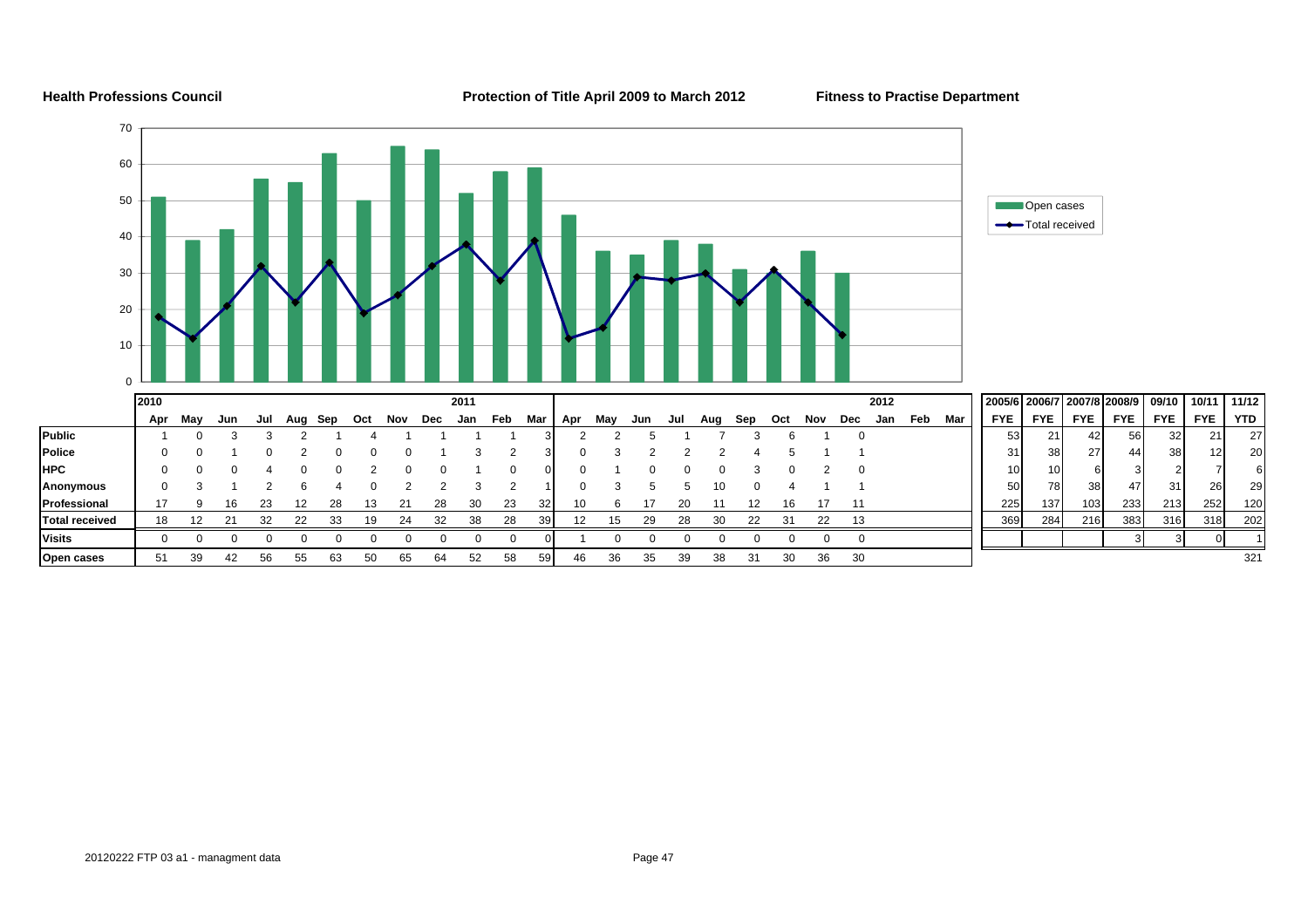**Health Professions Council** | **Protection of Title April 2009 to March 2012** | **Fitness to Practise Department**

| | 2010 Apr | May | Jun | Jul | Aug | Sep | Oct | Nov | Dec | 2011 Jan | Feb | Mar | Apr | May | Jun | Jul | Aug | Sep | Oct | Nov | Dec | 2012 Jan | Feb | Mar | 2005/6 FYE | 2006/7 FYE | 2007/8 FYE | 2008/9 FYE | 09/10 FYE | 10/11 FYE | 11/12 YTD |
|---|---|---|---|---|---|---|---|---|---|---|---|---|---|---|---|---|---|---|---|---|---|---|---|---|---|---|---|---|---|---|---|
| **Public** | 1 | 0 | 3 | 3 | 2 | 1 | 4 | 1 | 1 | 1 | 1 | 3 | 2 | 2 | 5 | 1 | 7 | 3 | 6 | 1 | 0 | | | | 53 | 21 | 42 | 56 | 32 | 21 | 27 |
| **Police** | 0 | 0 | 1 | 0 | 2 | 0 | 0 | 0 | 1 | 3 | 2 | 3 | 0 | 3 | 2 | 2 | 2 | 4 | 5 | 1 | 1 | | | | 31 | 38 | 27 | 44 | 38 | 12 | 20 |
| **HPC** | 0 | 0 | 0 | 4 | 0 | 0 | 2 | 0 | 0 | 1 | 0 | 0 | 0 | 1 | 0 | 0 | 0 | 3 | 0 | 2 | 0 | | | | 10 | 10 | 6 | 3 | 2 | 7 | 6 |
| **Anonymous** | 0 | 3 | 1 | 2 | 6 | 4 | 0 | 2 | 2 | 3 | 2 | 1 | 0 | 3 | 5 | 5 | 10 | 0 | 4 | 1 | 1 | | | | 50 | 78 | 38 | 47 | 31 | 26 | 29 |
| **Professional** | 17 | 9 | 16 | 23 | 12 | 28 | 13 | 21 | 28 | 30 | 23 | 32 | 10 | 6 | 17 | 20 | 11 | 12 | 16 | 17 | 11 | | | | 225 | 137 | 103 | 233 | 213 | 252 | 120 |
| **Total received** | 18 | 12 | 21 | 32 | 22 | 33 | 19 | 24 | 32 | 38 | 28 | 39 | 12 | 15 | 29 | 28 | 30 | 22 | 31 | 22 | 13 | | | | 369 | 284 | 216 | 383 | 316 | 318 | 202 |
| **Visits** | 0 | 0 | 0 | 0 | 0 | 0 | 0 | 0 | 0 | 0 | 0 | 0 | 1 | 0 | 0 | 0 | 0 | 0 | 0 | 0 | 0 | | | | | | | 3 | 3 | 0 | 1 |
| **Open cases** | 51 | 39 | 42 | 56 | 55 | 63 | 50 | 65 | 64 | 52 | 58 | 59 | 46 | 36 | 35 | 39 | 38 | 31 | 30 | 36 | 30 | | | | | | | | | | 321 |

20120222 FTP 03 a1 - managment data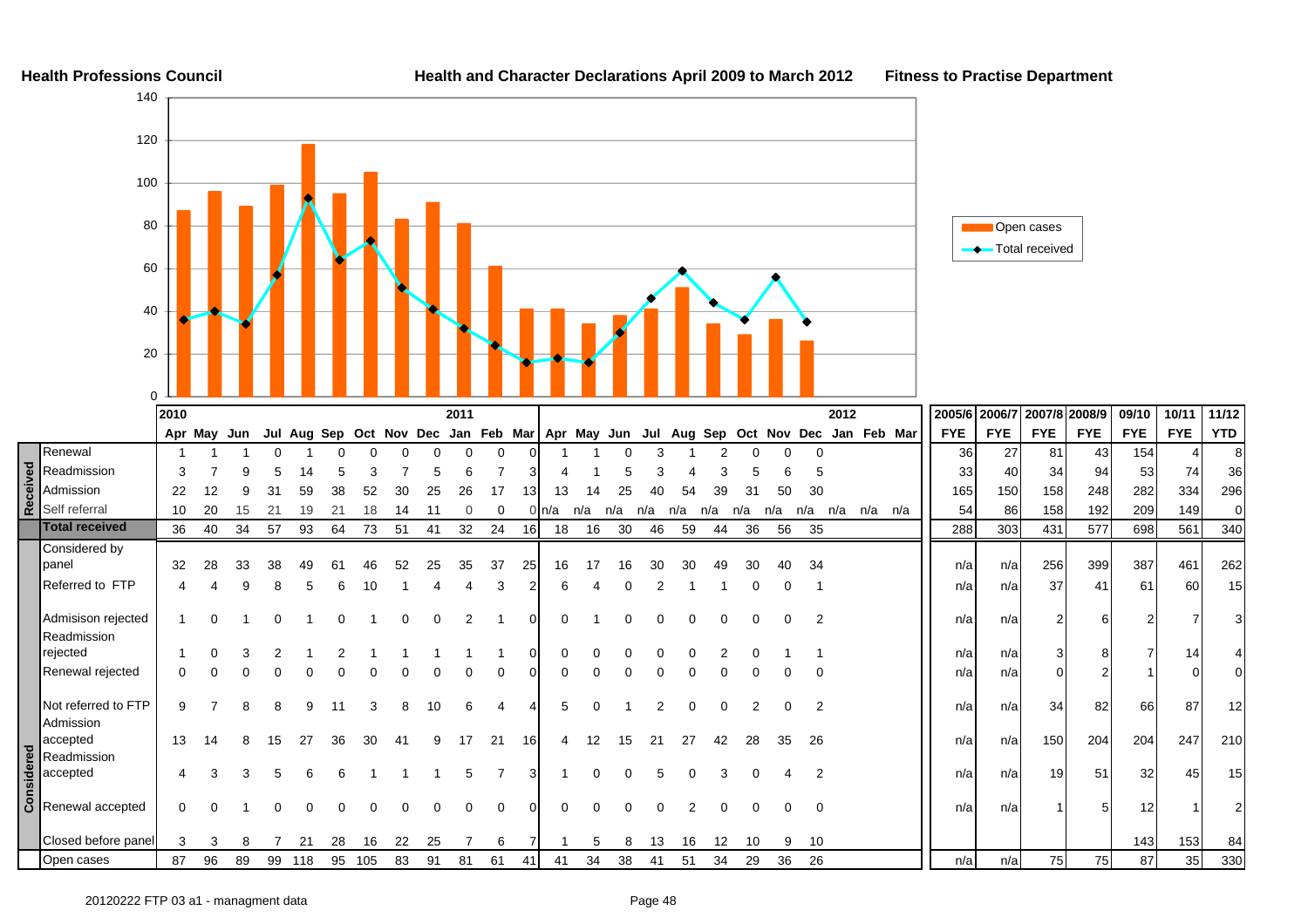**Health Professions Council** **Health and Character Declarations April 2009 to March 2012** **Fitness to Practise Department**

140
120
100
80
60
40
20
0

Open cases
Total received

| | | 2010 Apr | May | Jun | Jul | Aug | Sep | Oct | Nov | Dec | 2011 Jan | Feb | Mar | Apr | May | Jun | Jul | Aug | Sep | Oct | Nov | Dec | 2012 Jan | Feb | Mar | 2005/6 FYE | 2006/7 FYE | 2007/8 FYE | 2008/9 FYE | 09/10 FYE | 10/11 FYE | 11/12 YTD |
|---|---|---|---|---|---|---|---|---|---|---|---|---|---|---|---|---|---|---|---|---|---|---|---|---|---|---|---|---|---|---|---|---|
| Received | Renewal | 1 | 1 | 1 | 0 | 1 | 0 | 0 | 0 | 0 | 0 | 0 | 0 | 1 | 1 | 0 | 3 | 1 | 2 | 0 | 0 | 0 | | | | 36 | 27 | 81 | 43 | 154 | 4 | 8 |
| | Readmission | 3 | 7 | 9 | 5 | 14 | 5 | 3 | 7 | 5 | 6 | 7 | 3 | 4 | 1 | 5 | 3 | 4 | 3 | 5 | 6 | 5 | | | | 33 | 40 | 34 | 94 | 53 | 74 | 36 |
| | Admission | 22 | 12 | 9 | 31 | 59 | 38 | 52 | 30 | 25 | 26 | 17 | 13 | 13 | 14 | 25 | 40 | 54 | 39 | 31 | 50 | 30 | | | | 165 | 150 | 158 | 248 | 282 | 334 | 296 |
| | Self referral | 10 | 20 | 15 | 21 | 19 | 21 | 18 | 14 | 11 | 0 | 0 | 0 | n/a | n/a | n/a | n/a | n/a | n/a | n/a | n/a | n/a | n/a | n/a | n/a | 54 | 86 | 158 | 192 | 209 | 149 | 0 |
| | **Total received** | 36 | 40 | 34 | 57 | 93 | 64 | 73 | 51 | 41 | 32 | 24 | 16 | 18 | 16 | 30 | 46 | 59 | 44 | 36 | 56 | 35 | | | | 288 | 303 | 431 | 577 | 698 | 561 | 340 |
| Considered | Considered by panel | 32 | 28 | 33 | 38 | 49 | 61 | 46 | 52 | 25 | 35 | 37 | 25 | 16 | 17 | 16 | 30 | 30 | 49 | 30 | 40 | 34 | | | | n/a | n/a | 256 | 399 | 387 | 461 | 262 |
| | Referred to FTP | 4 | 4 | 9 | 8 | 5 | 6 | 10 | 1 | 4 | 4 | 3 | 2 | 6 | 4 | 0 | 2 | 1 | 1 | 0 | 0 | 1 | | | | n/a | n/a | 37 | 41 | 61 | 60 | 15 |
| | Admisison rejected | 1 | 0 | 1 | 0 | 1 | 0 | 1 | 0 | 0 | 2 | 1 | 0 | 0 | 1 | 0 | 0 | 0 | 0 | 0 | 0 | 2 | | | | n/a | n/a | 2 | 6 | 2 | 7 | 3 |
| | Readmission rejected | 1 | 0 | 3 | 2 | 1 | 2 | 1 | 1 | 1 | 1 | 1 | 0 | 0 | 0 | 0 | 0 | 0 | 2 | 0 | 1 | 1 | | | | n/a | n/a | 3 | 8 | 7 | 14 | 4 |
| | Renewal rejected | 0 | 0 | 0 | 0 | 0 | 0 | 0 | 0 | 0 | 0 | 0 | 0 | 0 | 0 | 0 | 0 | 0 | 0 | 0 | 0 | 0 | | | | n/a | n/a | 0 | 2 | 1 | 0 | 0 |
| | Not referred to FTP | 9 | 7 | 8 | 8 | 9 | 11 | 3 | 8 | 10 | 6 | 4 | 4 | 5 | 0 | 1 | 2 | 0 | 0 | 2 | 0 | 2 | | | | n/a | n/a | 34 | 82 | 66 | 87 | 12 |
| | Admission accepted | 13 | 14 | 8 | 15 | 27 | 36 | 30 | 41 | 9 | 17 | 21 | 16 | 4 | 12 | 15 | 21 | 27 | 42 | 28 | 35 | 26 | | | | n/a | n/a | 150 | 204 | 204 | 247 | 210 |
| | Readmission accepted | 4 | 3 | 3 | 5 | 6 | 6 | 1 | 1 | 1 | 5 | 7 | 3 | 1 | 0 | 0 | 5 | 0 | 3 | 0 | 4 | 2 | | | | n/a | n/a | 19 | 51 | 32 | 45 | 15 |
| | Renewal accepted | 0 | 0 | 1 | 0 | 0 | 0 | 0 | 0 | 0 | 0 | 0 | 0 | 0 | 0 | 0 | 0 | 2 | 0 | 0 | 0 | 0 | | | | n/a | n/a | 1 | 5 | 12 | 1 | 2 |
| | Closed before panel | 3 | 3 | 8 | 7 | 21 | 28 | 16 | 22 | 25 | 7 | 6 | 7 | 1 | 5 | 8 | 13 | 16 | 12 | 10 | 9 | 10 | | | | | | | | 143 | 153 | 84 |
| | Open cases | 87 | 96 | 89 | 99 | 118 | 95 | 105 | 83 | 91 | 81 | 61 | 41 | 41 | 34 | 38 | 41 | 51 | 34 | 29 | 36 | 26 | | | | n/a | n/a | 75 | 75 | 87 | 35 | 330 |

20120222 FTP 03 a1 - managment data